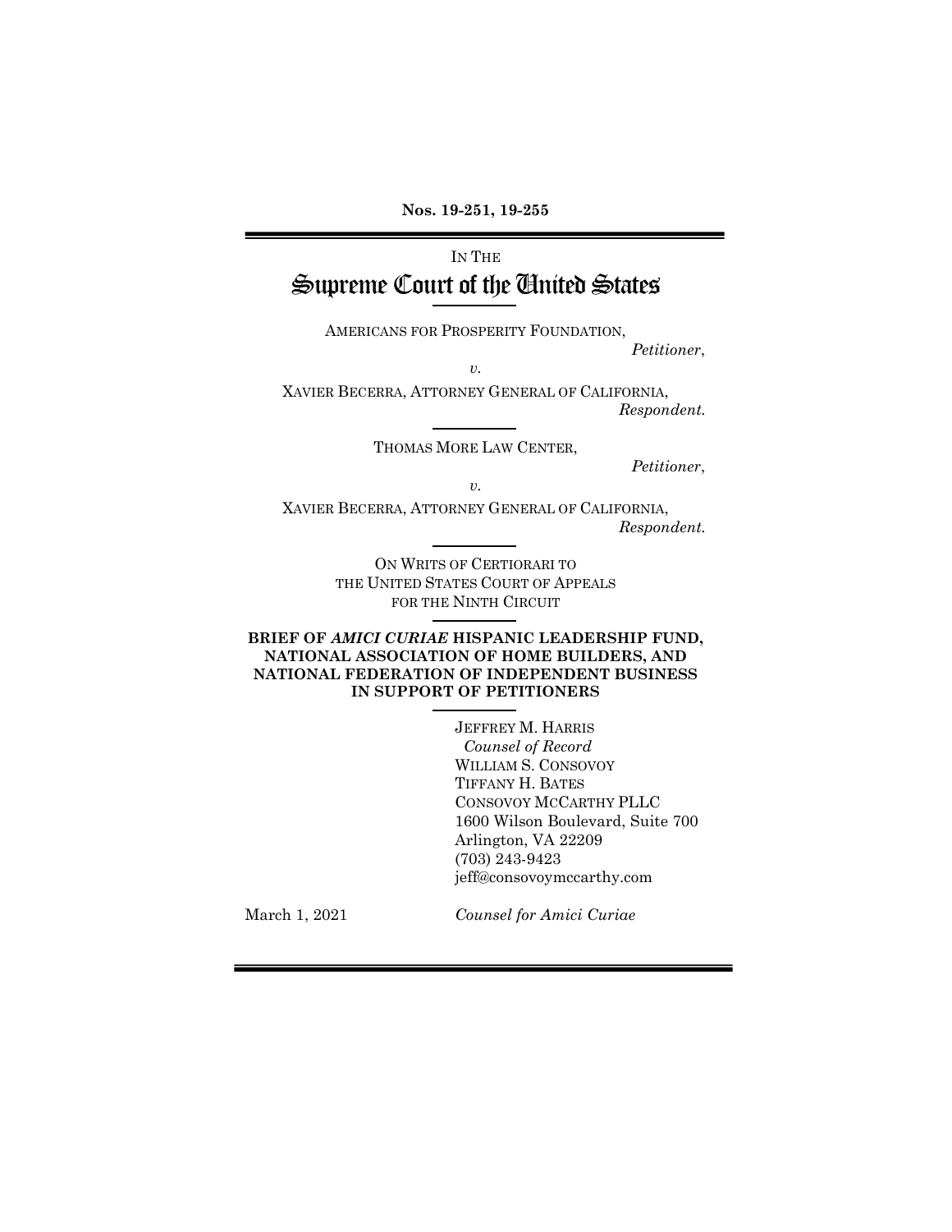**Nos. 19-251, 19-255**

IN THE

# Supreme Court of the United States

AMERICANS FOR PROSPERITY FOUNDATION,
*Petitioner*,

*v.*

XAVIER BECERRA, ATTORNEY GENERAL OF CALIFORNIA,
*Respondent.*

THOMAS MORE LAW CENTER,
*Petitioner*,

*v.*

XAVIER BECERRA, ATTORNEY GENERAL OF CALIFORNIA,
*Respondent.*

ON WRITS OF CERTIORARI TO
THE UNITED STATES COURT OF APPEALS
FOR THE NINTH CIRCUIT

**BRIEF OF *AMICI CURIAE* HISPANIC LEADERSHIP FUND, NATIONAL ASSOCIATION OF HOME BUILDERS, AND NATIONAL FEDERATION OF INDEPENDENT BUSINESS IN SUPPORT OF PETITIONERS**

JEFFREY M. HARRIS
*Counsel of Record*
WILLIAM S. CONSOVOY
TIFFANY H. BATES
CONSOVOY MCCARTHY PLLC
1600 Wilson Boulevard, Suite 700
Arlington, VA 22209
(703) 243-9423
jeff@consovoymccarthy.com

March 1, 2021

*Counsel for Amici Curiae*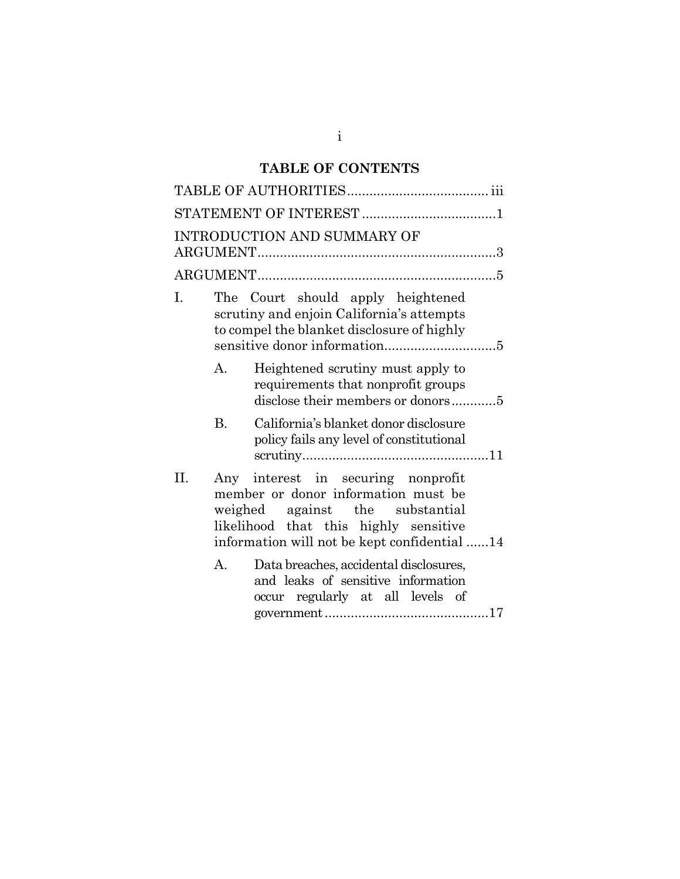# TABLE OF CONTENTS

TABLE OF AUTHORITIES ..................................... iii

STATEMENT OF INTEREST ...................................1

INTRODUCTION AND SUMMARY OF ARGUMENT ...............................................................3

ARGUMENT ...............................................................5

I. The Court should apply heightened scrutiny and enjoin California's attempts to compel the blanket disclosure of highly sensitive donor information ..............................5

   A. Heightened scrutiny must apply to requirements that nonprofit groups disclose their members or donors ............5

   B. California's blanket donor disclosure policy fails any level of constitutional scrutiny .................................................11

II. Any interest in securing nonprofit member or donor information must be weighed against the substantial likelihood that this highly sensitive information will not be kept confidential ......14

   A. Data breaches, accidental disclosures, and leaks of sensitive information occur regularly at all levels of government ............................................17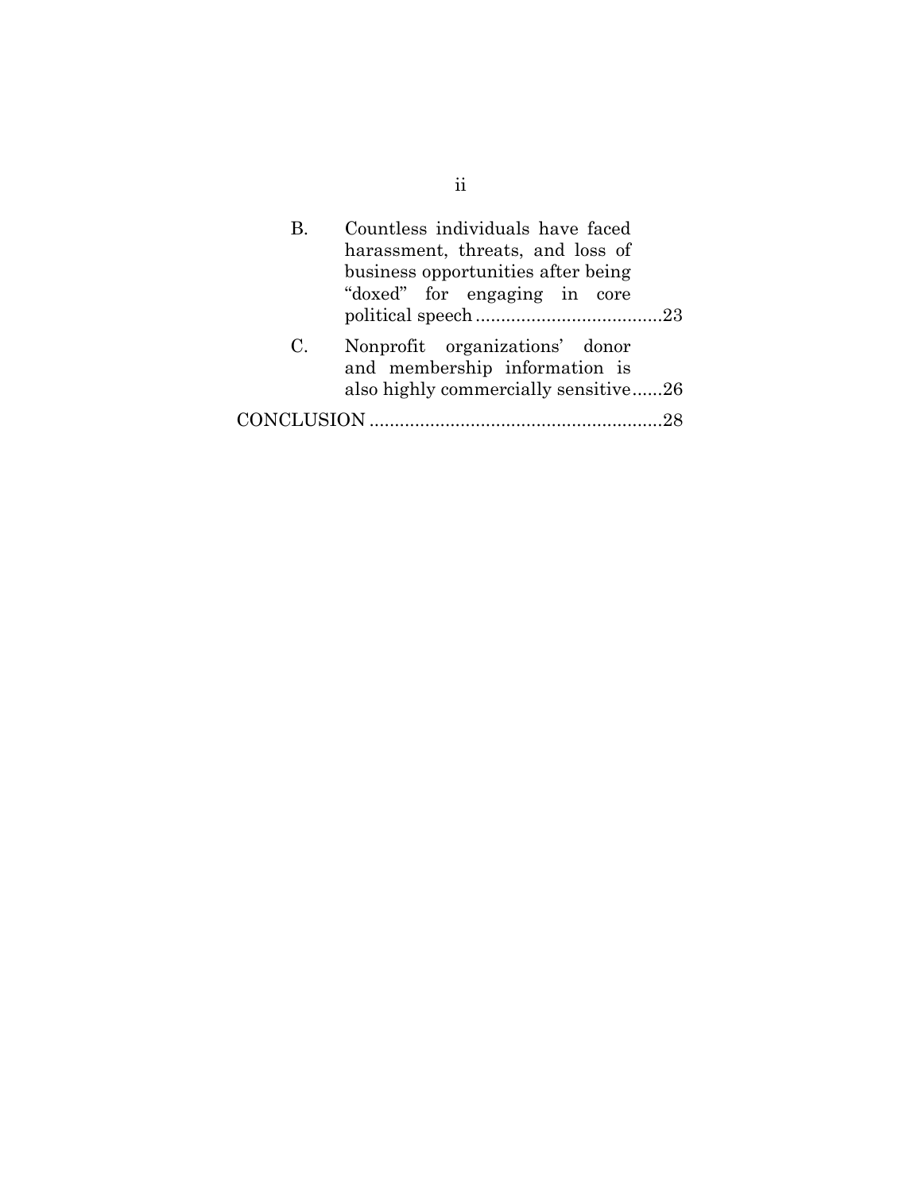B. Countless individuals have faced harassment, threats, and loss of business opportunities after being "doxed" for engaging in core political speech .....................................23

C. Nonprofit organizations' donor and membership information is also highly commercially sensitive......26

CONCLUSION ..........................................................28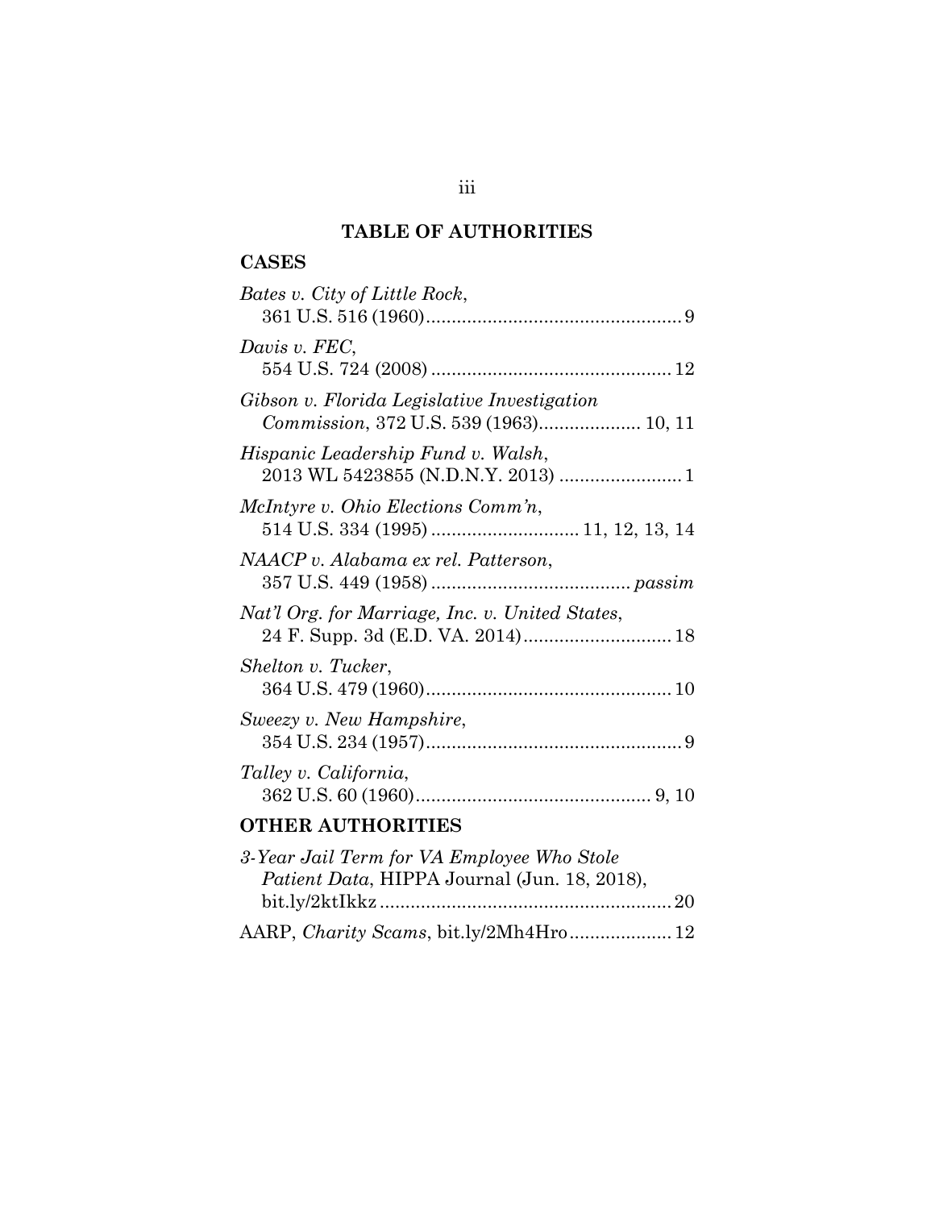## TABLE OF AUTHORITIES

### CASES

*Bates v. City of Little Rock*,
361 U.S. 516 (1960) .................................................. 9

*Davis v. FEC*,
554 U.S. 724 (2008) ............................................... 12

*Gibson v. Florida Legislative Investigation Commission*, 372 U.S. 539 (1963).................... 10, 11

*Hispanic Leadership Fund v. Walsh*,
2013 WL 5423855 (N.D.N.Y. 2013) ........................ 1

*McIntyre v. Ohio Elections Comm'n*,
514 U.S. 334 (1995) ............................ 11, 12, 13, 14

*NAACP v. Alabama ex rel. Patterson*,
357 U.S. 449 (1958) ....................................... *passim*

*Nat'l Org. for Marriage, Inc. v. United States*,
24 F. Supp. 3d (E.D. VA. 2014)............................ 18

*Shelton v. Tucker*,
364 U.S. 479 (1960)................................................ 10

*Sweezy v. New Hampshire*,
354 U.S. 234 (1957).................................................. 9

*Talley v. California*,
362 U.S. 60 (1960).............................................. 9, 10

### OTHER AUTHORITIES

*3-Year Jail Term for VA Employee Who Stole Patient Data*, HIPPA Journal (Jun. 18, 2018),
bit.ly/2ktIkkz ......................................................... 20

AARP, *Charity Scams*, bit.ly/2Mh4Hro.................... 12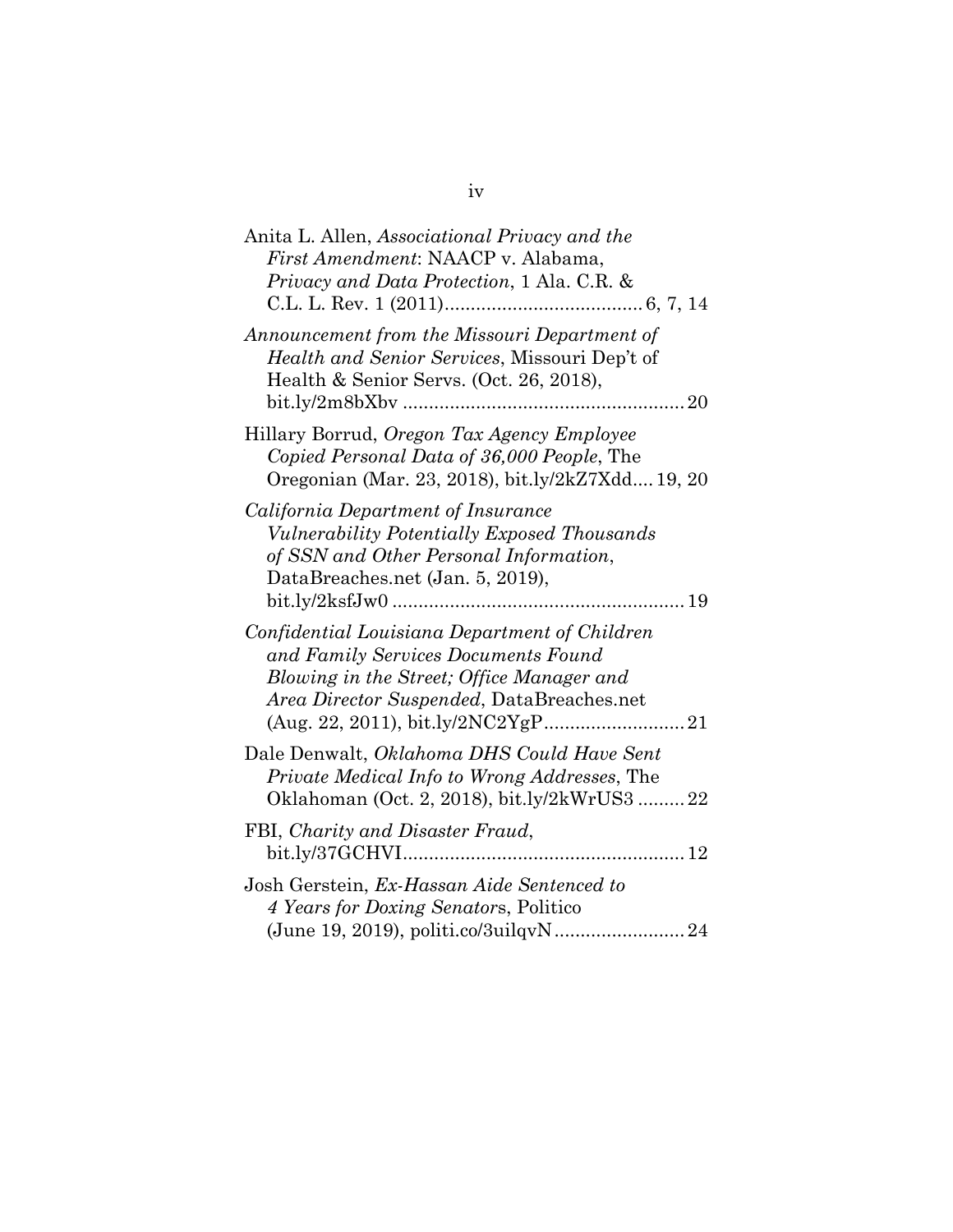Anita L. Allen, *Associational Privacy and the First Amendment*: NAACP v. Alabama, *Privacy and Data Protection*, 1 Ala. C.R. & C.L. L. Rev. 1 (2011)....................................... 6, 7, 14

*Announcement from the Missouri Department of Health and Senior Services*, Missouri Dep't of Health & Senior Servs. (Oct. 26, 2018), bit.ly/2m8bXbv ....................................................... 20

Hillary Borrud, *Oregon Tax Agency Employee Copied Personal Data of 36,000 People*, The Oregonian (Mar. 23, 2018), bit.ly/2kZ7Xdd.... 19, 20

*California Department of Insurance Vulnerability Potentially Exposed Thousands of SSN and Other Personal Information*, DataBreaches.net (Jan. 5, 2019), bit.ly/2ksfJw0 ......................................................... 19

*Confidential Louisiana Department of Children and Family Services Documents Found Blowing in the Street; Office Manager and Area Director Suspended*, DataBreaches.net (Aug. 22, 2011), bit.ly/2NC2YgP........................... 21

Dale Denwalt, *Oklahoma DHS Could Have Sent Private Medical Info to Wrong Addresses*, The Oklahoman (Oct. 2, 2018), bit.ly/2kWrUS3 ......... 22

FBI, *Charity and Disaster Fraud*, bit.ly/37GCHVI....................................................... 12

Josh Gerstein, *Ex-Hassan Aide Sentenced to 4 Years for Doxing Senators*, Politico (June 19, 2019), politi.co/3uilqvN......................... 24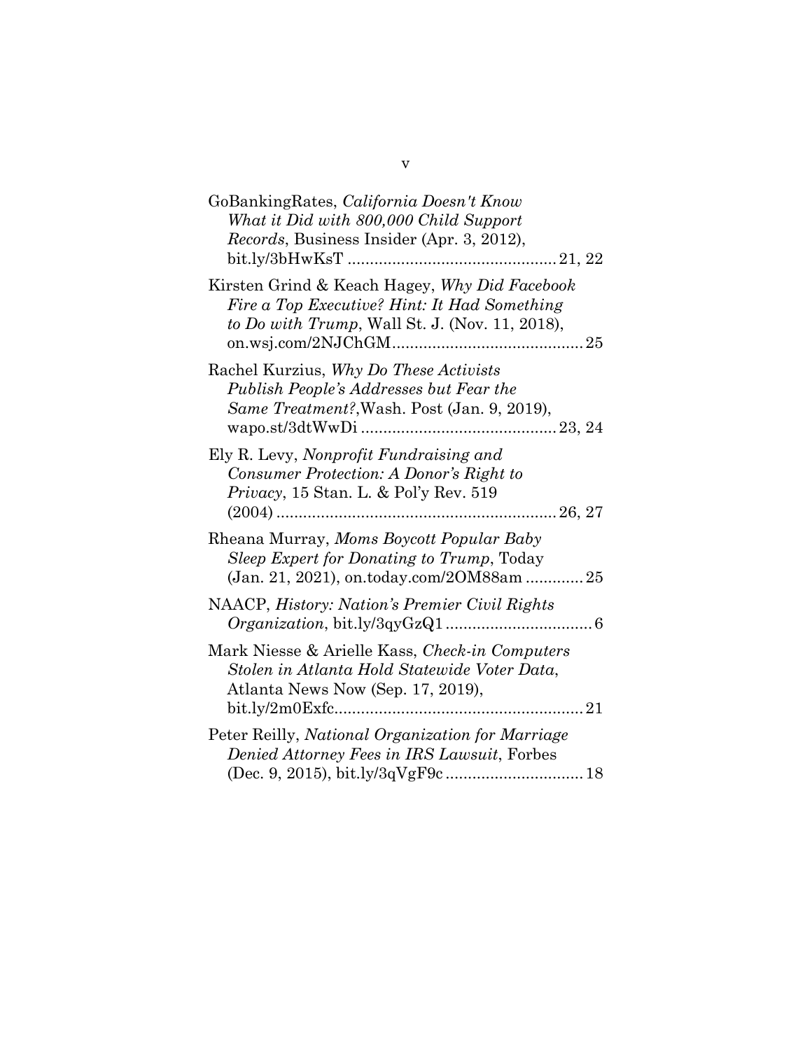GoBankingRates, *California Doesn't Know What it Did with 800,000 Child Support Records*, Business Insider (Apr. 3, 2012), bit.ly/3bHwKsT .............................................. 21, 22

Kirsten Grind & Keach Hagey, *Why Did Facebook Fire a Top Executive? Hint: It Had Something to Do with Trump*, Wall St. J. (Nov. 11, 2018), on.wsj.com/2NJChGM.......................................... 25

Rachel Kurzius, *Why Do These Activists Publish People's Addresses but Fear the Same Treatment?*,Wash. Post (Jan. 9, 2019), wapo.st/3dtWwDi ........................................... 23, 24

Ely R. Levy, *Nonprofit Fundraising and Consumer Protection: A Donor's Right to Privacy*, 15 Stan. L. & Pol'y Rev. 519 (2004) .............................................................. 26, 27

Rheana Murray, *Moms Boycott Popular Baby Sleep Expert for Donating to Trump*, Today (Jan. 21, 2021), on.today.com/2OM88am ............. 25

NAACP, *History: Nation's Premier Civil Rights Organization*, bit.ly/3qyGzQ1 ................................. 6

Mark Niesse & Arielle Kass, *Check-in Computers Stolen in Atlanta Hold Statewide Voter Data*, Atlanta News Now (Sep. 17, 2019), bit.ly/2m0Exfc....................................................... 21

Peter Reilly, *National Organization for Marriage Denied Attorney Fees in IRS Lawsuit*, Forbes (Dec. 9, 2015), bit.ly/3qVgF9c ............................... 18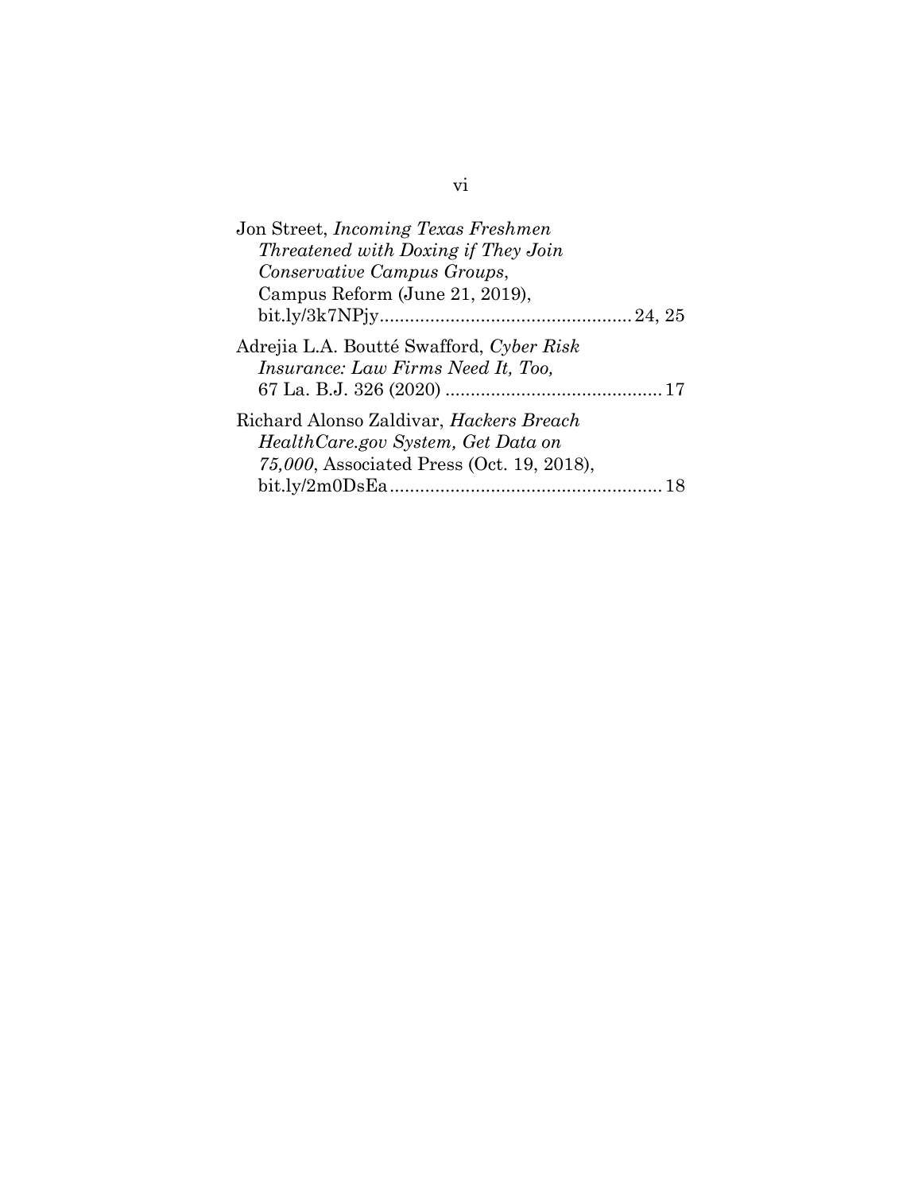Jon Street, *Incoming Texas Freshmen Threatened with Doxing if They Join Conservative Campus Groups*, Campus Reform (June 21, 2019), bit.ly/3k7NPjy .................................................. 24, 25

Adrejia L.A. Boutté Swafford, *Cyber Risk Insurance: Law Firms Need It, Too,* 67 La. B.J. 326 (2020) ........................................... 17

Richard Alonso Zaldivar, *Hackers Breach HealthCare.gov System, Get Data on 75,000*, Associated Press (Oct. 19, 2018), bit.ly/2m0DsEa ...................................................... 18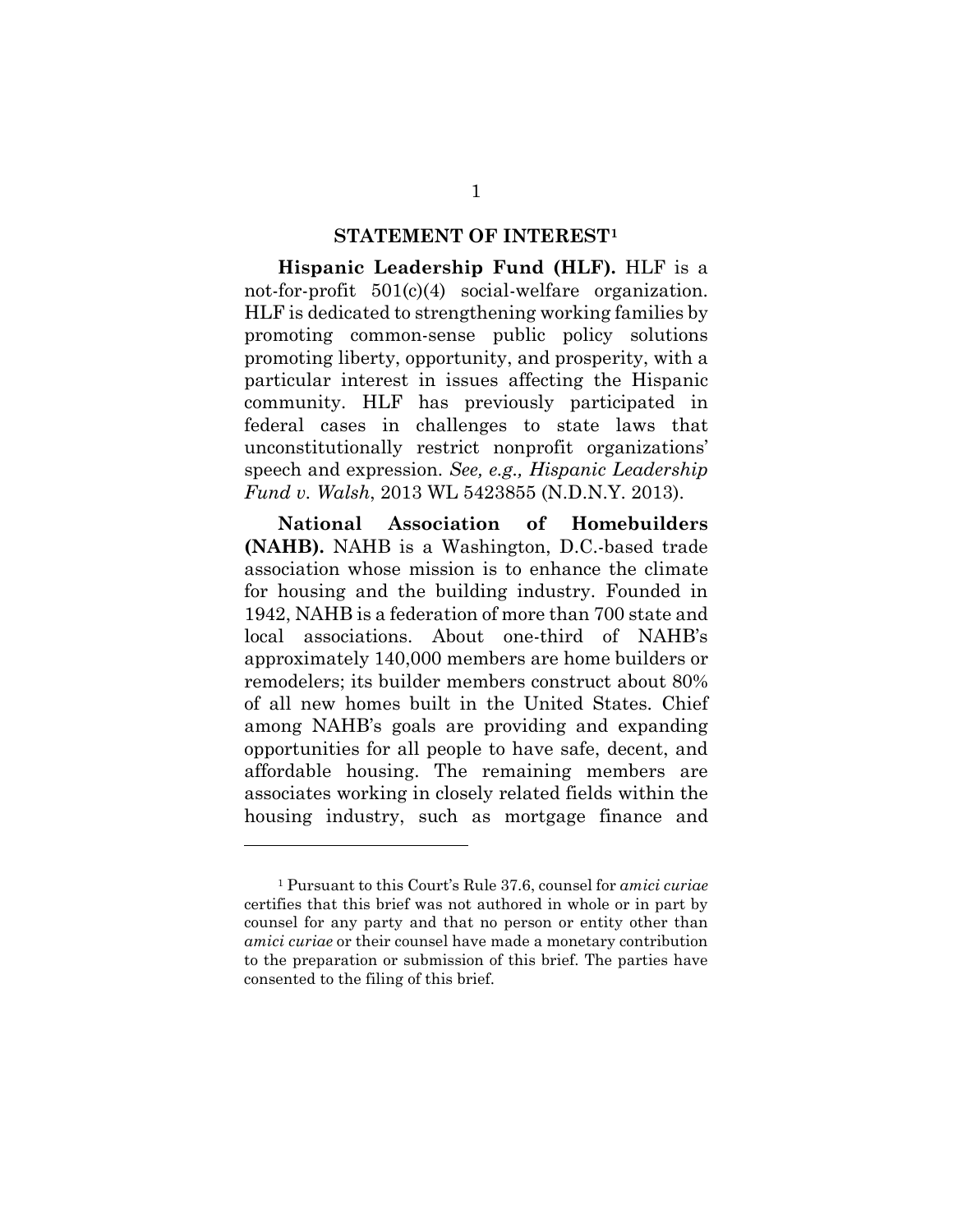## STATEMENT OF INTEREST[1]

**Hispanic Leadership Fund (HLF).** HLF is a not-for-profit 501(c)(4) social-welfare organization. HLF is dedicated to strengthening working families by promoting common-sense public policy solutions promoting liberty, opportunity, and prosperity, with a particular interest in issues affecting the Hispanic community. HLF has previously participated in federal cases in challenges to state laws that unconstitutionally restrict nonprofit organizations' speech and expression. *See, e.g., Hispanic Leadership Fund v. Walsh*, 2013 WL 5423855 (N.D.N.Y. 2013).

**National Association of Homebuilders (NAHB).** NAHB is a Washington, D.C.-based trade association whose mission is to enhance the climate for housing and the building industry. Founded in 1942, NAHB is a federation of more than 700 state and local associations. About one-third of NAHB's approximately 140,000 members are home builders or remodelers; its builder members construct about 80% of all new homes built in the United States. Chief among NAHB's goals are providing and expanding opportunities for all people to have safe, decent, and affordable housing. The remaining members are associates working in closely related fields within the housing industry, such as mortgage finance and

---

[1] Pursuant to this Court's Rule 37.6, counsel for *amici curiae* certifies that this brief was not authored in whole or in part by counsel for any party and that no person or entity other than *amici curiae* or their counsel have made a monetary contribution to the preparation or submission of this brief. The parties have consented to the filing of this brief.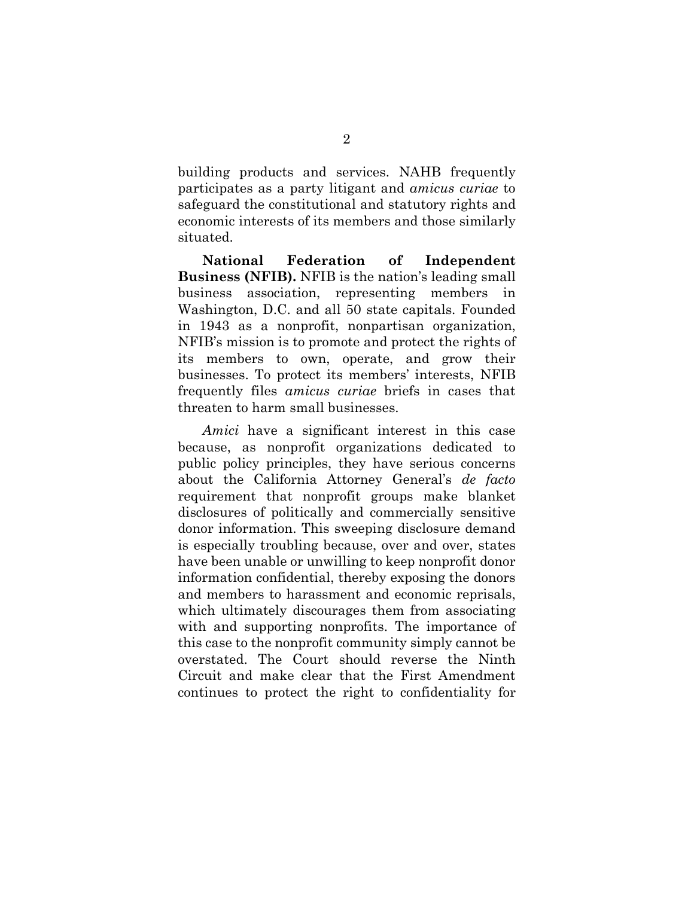building products and services. NAHB frequently participates as a party litigant and *amicus curiae* to safeguard the constitutional and statutory rights and economic interests of its members and those similarly situated.

**National Federation of Independent Business (NFIB).** NFIB is the nation's leading small business association, representing members in Washington, D.C. and all 50 state capitals. Founded in 1943 as a nonprofit, nonpartisan organization, NFIB's mission is to promote and protect the rights of its members to own, operate, and grow their businesses. To protect its members' interests, NFIB frequently files *amicus curiae* briefs in cases that threaten to harm small businesses.

*Amici* have a significant interest in this case because, as nonprofit organizations dedicated to public policy principles, they have serious concerns about the California Attorney General's *de facto* requirement that nonprofit groups make blanket disclosures of politically and commercially sensitive donor information. This sweeping disclosure demand is especially troubling because, over and over, states have been unable or unwilling to keep nonprofit donor information confidential, thereby exposing the donors and members to harassment and economic reprisals, which ultimately discourages them from associating with and supporting nonprofits. The importance of this case to the nonprofit community simply cannot be overstated. The Court should reverse the Ninth Circuit and make clear that the First Amendment continues to protect the right to confidentiality for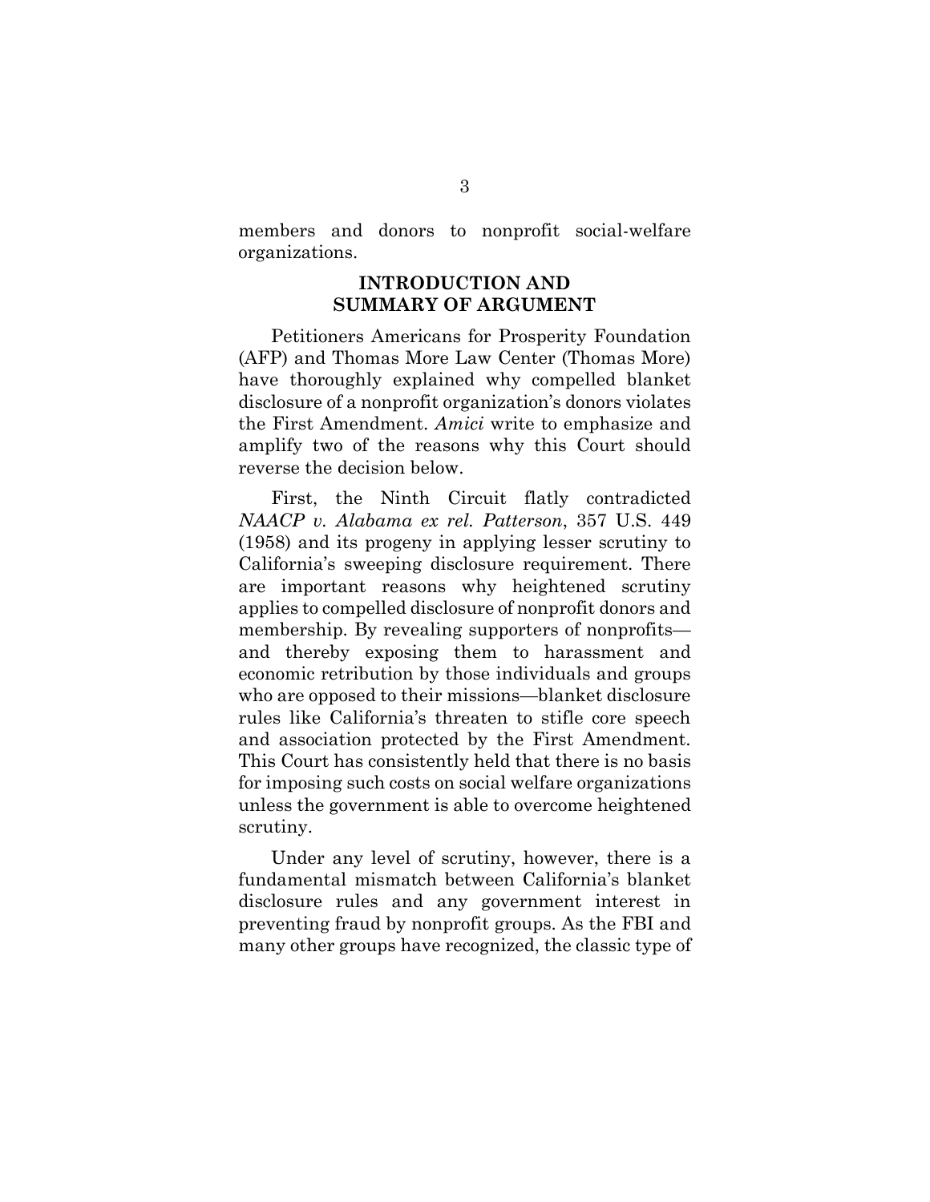members and donors to nonprofit social-welfare organizations.

## INTRODUCTION AND SUMMARY OF ARGUMENT

Petitioners Americans for Prosperity Foundation (AFP) and Thomas More Law Center (Thomas More) have thoroughly explained why compelled blanket disclosure of a nonprofit organization's donors violates the First Amendment. *Amici* write to emphasize and amplify two of the reasons why this Court should reverse the decision below.

First, the Ninth Circuit flatly contradicted *NAACP v. Alabama ex rel. Patterson*, 357 U.S. 449 (1958) and its progeny in applying lesser scrutiny to California's sweeping disclosure requirement. There are important reasons why heightened scrutiny applies to compelled disclosure of nonprofit donors and membership. By revealing supporters of nonprofits—and thereby exposing them to harassment and economic retribution by those individuals and groups who are opposed to their missions—blanket disclosure rules like California's threaten to stifle core speech and association protected by the First Amendment. This Court has consistently held that there is no basis for imposing such costs on social welfare organizations unless the government is able to overcome heightened scrutiny.

Under any level of scrutiny, however, there is a fundamental mismatch between California's blanket disclosure rules and any government interest in preventing fraud by nonprofit groups. As the FBI and many other groups have recognized, the classic type of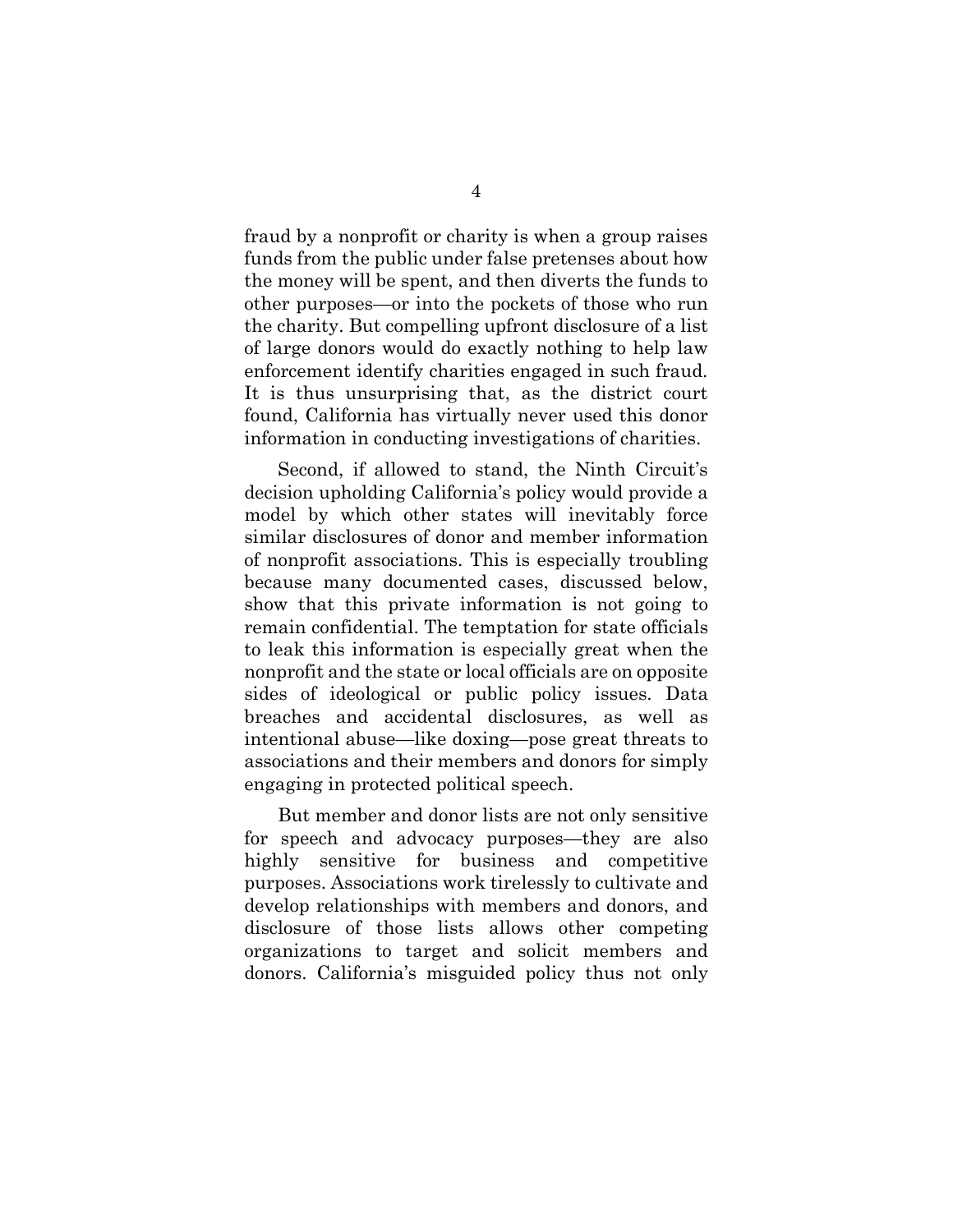fraud by a nonprofit or charity is when a group raises funds from the public under false pretenses about how the money will be spent, and then diverts the funds to other purposes—or into the pockets of those who run the charity. But compelling upfront disclosure of a list of large donors would do exactly nothing to help law enforcement identify charities engaged in such fraud. It is thus unsurprising that, as the district court found, California has virtually never used this donor information in conducting investigations of charities.

Second, if allowed to stand, the Ninth Circuit's decision upholding California's policy would provide a model by which other states will inevitably force similar disclosures of donor and member information of nonprofit associations. This is especially troubling because many documented cases, discussed below, show that this private information is not going to remain confidential. The temptation for state officials to leak this information is especially great when the nonprofit and the state or local officials are on opposite sides of ideological or public policy issues. Data breaches and accidental disclosures, as well as intentional abuse—like doxing—pose great threats to associations and their members and donors for simply engaging in protected political speech.

But member and donor lists are not only sensitive for speech and advocacy purposes—they are also highly sensitive for business and competitive purposes. Associations work tirelessly to cultivate and develop relationships with members and donors, and disclosure of those lists allows other competing organizations to target and solicit members and donors. California's misguided policy thus not only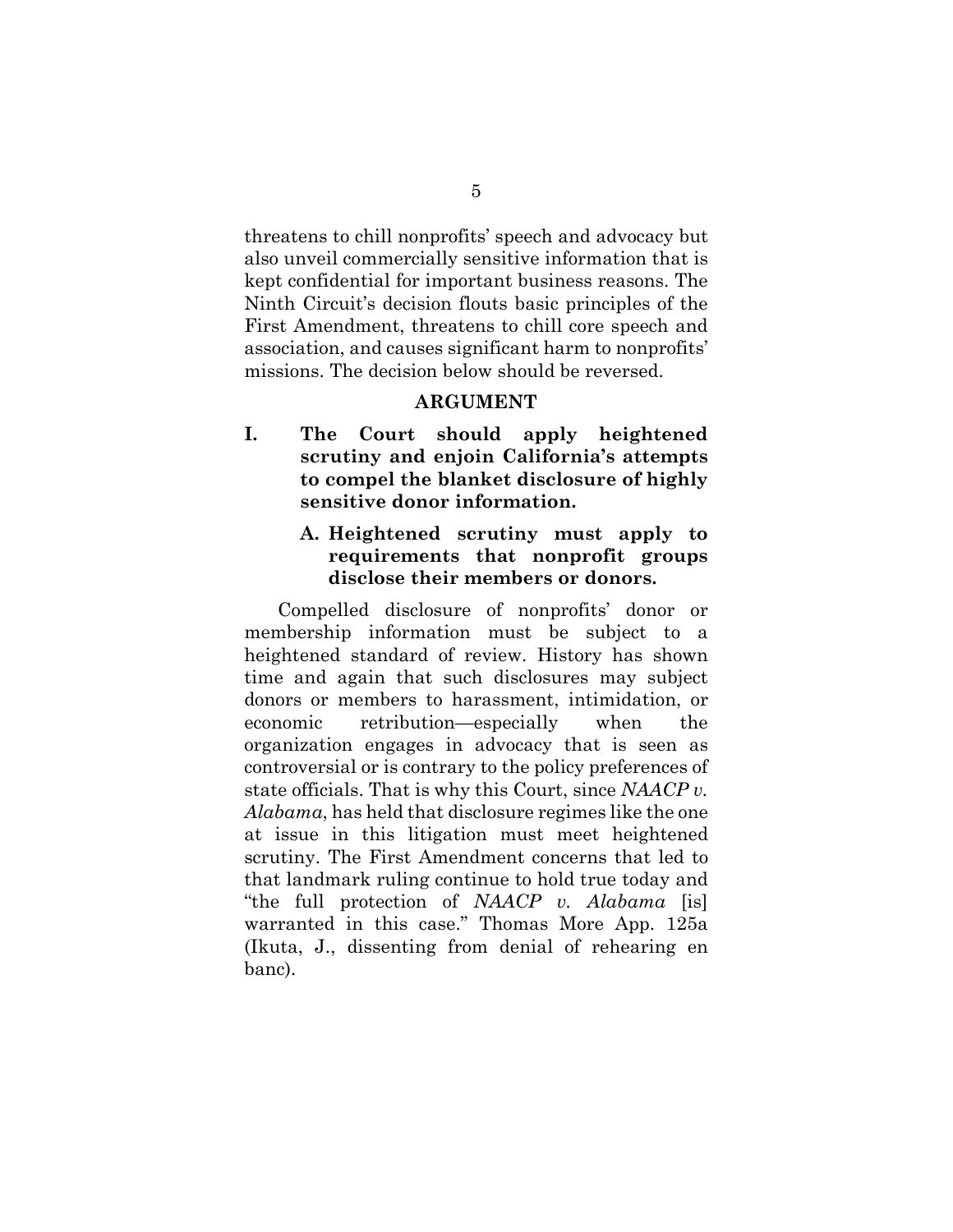threatens to chill nonprofits' speech and advocacy but also unveil commercially sensitive information that is kept confidential for important business reasons. The Ninth Circuit's decision flouts basic principles of the First Amendment, threatens to chill core speech and association, and causes significant harm to nonprofits' missions. The decision below should be reversed.

## ARGUMENT

### I. The Court should apply heightened scrutiny and enjoin California's attempts to compel the blanket disclosure of highly sensitive donor information.

#### A. Heightened scrutiny must apply to requirements that nonprofit groups disclose their members or donors.

Compelled disclosure of nonprofits' donor or membership information must be subject to a heightened standard of review. History has shown time and again that such disclosures may subject donors or members to harassment, intimidation, or economic retribution—especially when the organization engages in advocacy that is seen as controversial or is contrary to the policy preferences of state officials. That is why this Court, since *NAACP v. Alabama*, has held that disclosure regimes like the one at issue in this litigation must meet heightened scrutiny. The First Amendment concerns that led to that landmark ruling continue to hold true today and "the full protection of *NAACP v. Alabama* [is] warranted in this case." Thomas More App. 125a (Ikuta, J., dissenting from denial of rehearing en banc).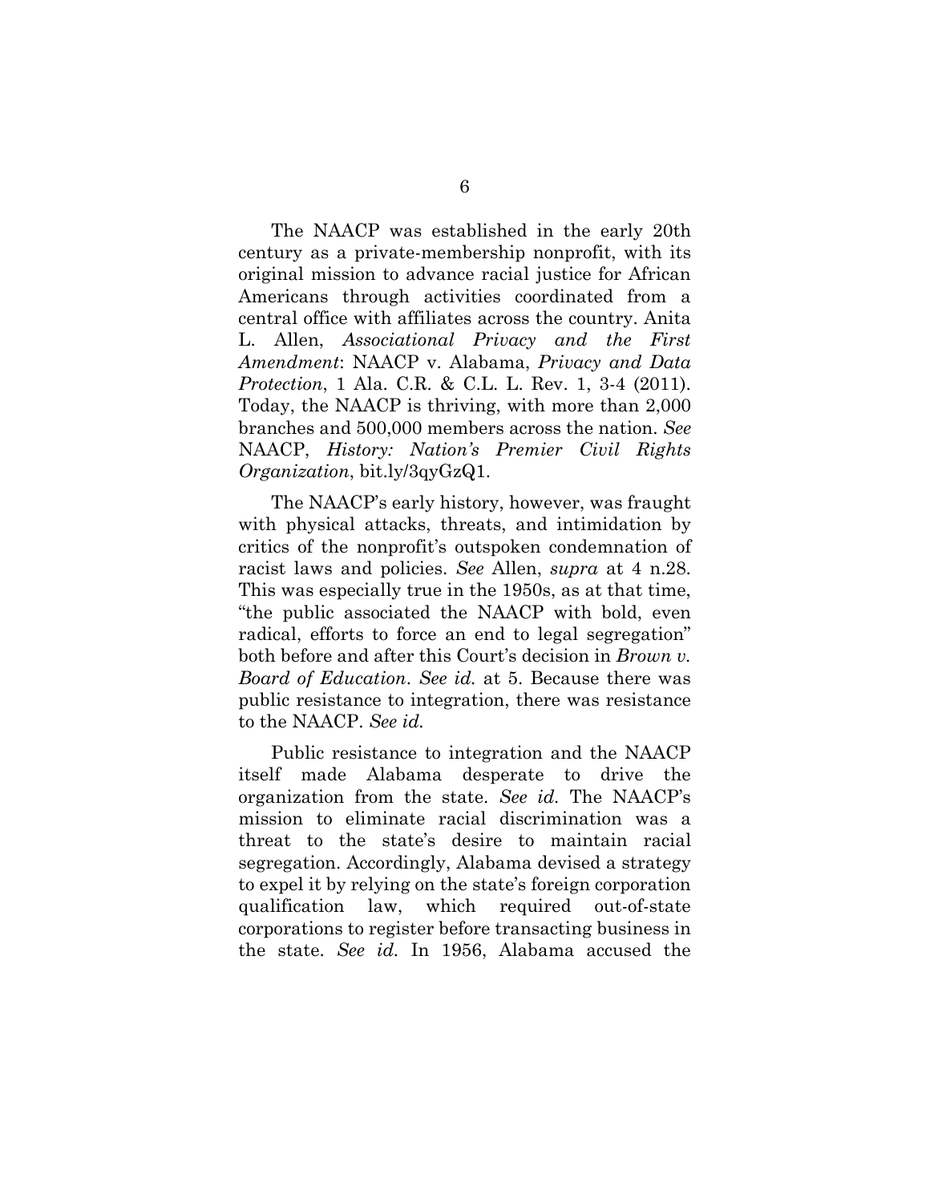The NAACP was established in the early 20th century as a private-membership nonprofit, with its original mission to advance racial justice for African Americans through activities coordinated from a central office with affiliates across the country. Anita L. Allen, *Associational Privacy and the First Amendment*: NAACP v. Alabama, *Privacy and Data Protection*, 1 Ala. C.R. & C.L. L. Rev. 1, 3-4 (2011). Today, the NAACP is thriving, with more than 2,000 branches and 500,000 members across the nation. *See* NAACP, *History: Nation's Premier Civil Rights Organization*, bit.ly/3qyGzQ1.

The NAACP's early history, however, was fraught with physical attacks, threats, and intimidation by critics of the nonprofit's outspoken condemnation of racist laws and policies. *See* Allen, *supra* at 4 n.28. This was especially true in the 1950s, as at that time, "the public associated the NAACP with bold, even radical, efforts to force an end to legal segregation" both before and after this Court's decision in *Brown v. Board of Education*. *See id.* at 5. Because there was public resistance to integration, there was resistance to the NAACP. *See id.*

Public resistance to integration and the NAACP itself made Alabama desperate to drive the organization from the state. *See id.* The NAACP's mission to eliminate racial discrimination was a threat to the state's desire to maintain racial segregation. Accordingly, Alabama devised a strategy to expel it by relying on the state's foreign corporation qualification law, which required out-of-state corporations to register before transacting business in the state. *See id.* In 1956, Alabama accused the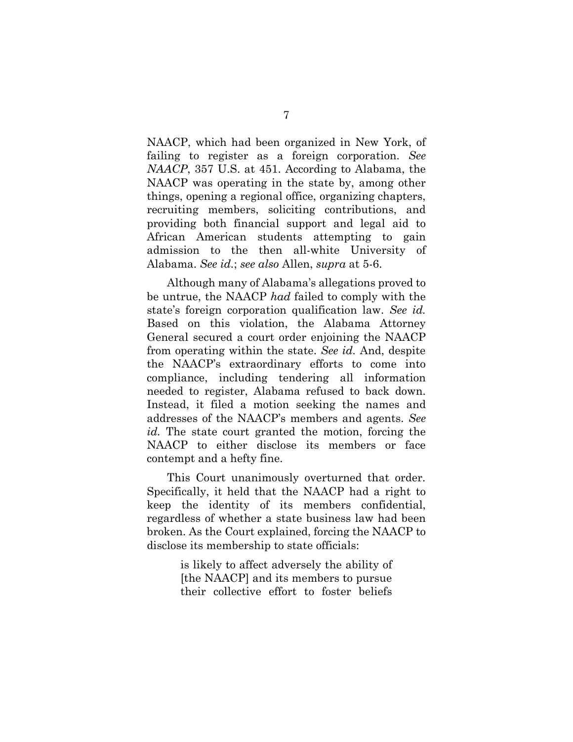NAACP, which had been organized in New York, of failing to register as a foreign corporation. *See NAACP*, 357 U.S. at 451. According to Alabama, the NAACP was operating in the state by, among other things, opening a regional office, organizing chapters, recruiting members, soliciting contributions, and providing both financial support and legal aid to African American students attempting to gain admission to the then all-white University of Alabama. *See id.*; *see also* Allen, *supra* at 5-6.

Although many of Alabama's allegations proved to be untrue, the NAACP *had* failed to comply with the state's foreign corporation qualification law. *See id.* Based on this violation, the Alabama Attorney General secured a court order enjoining the NAACP from operating within the state. *See id.* And, despite the NAACP's extraordinary efforts to come into compliance, including tendering all information needed to register, Alabama refused to back down. Instead, it filed a motion seeking the names and addresses of the NAACP's members and agents. *See id.* The state court granted the motion, forcing the NAACP to either disclose its members or face contempt and a hefty fine.

This Court unanimously overturned that order. Specifically, it held that the NAACP had a right to keep the identity of its members confidential, regardless of whether a state business law had been broken. As the Court explained, forcing the NAACP to disclose its membership to state officials:

> is likely to affect adversely the ability of [the NAACP] and its members to pursue their collective effort to foster beliefs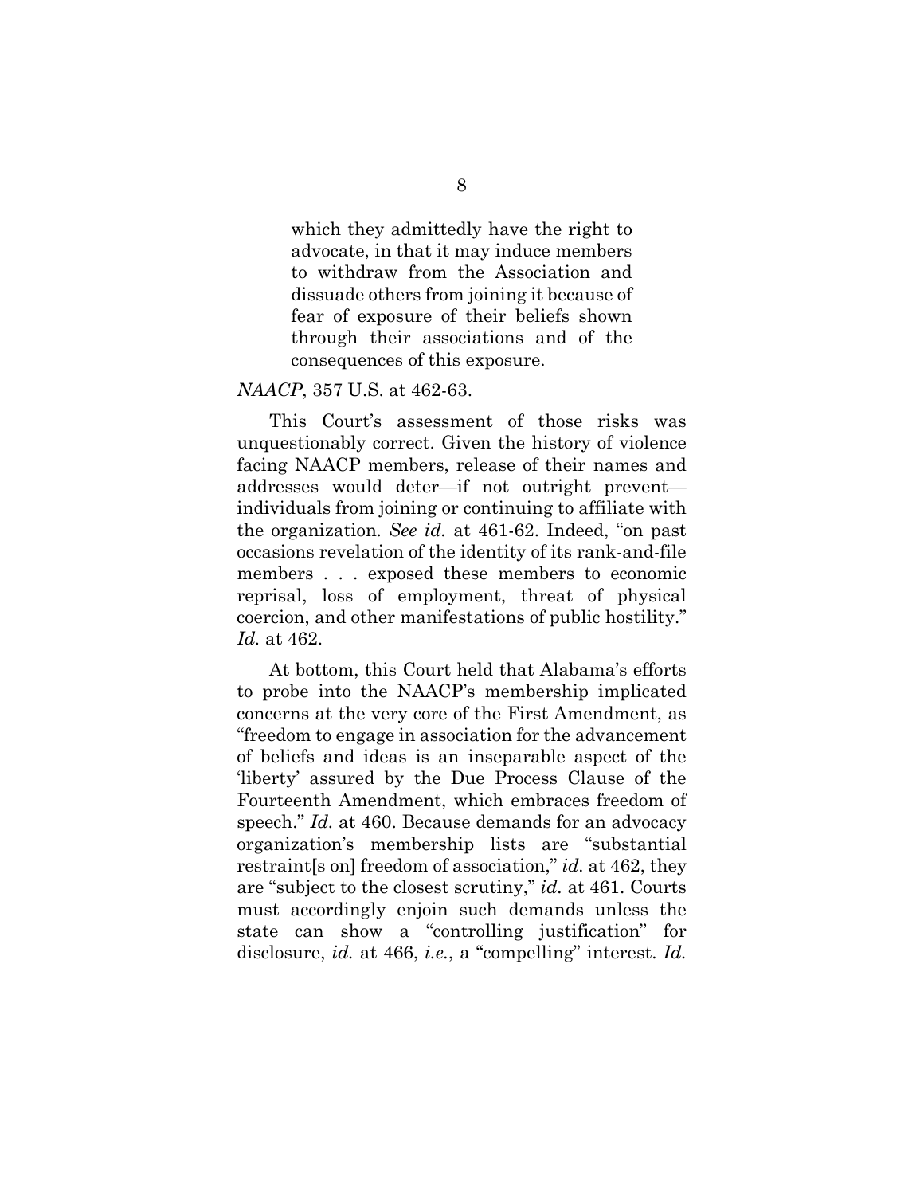> which they admittedly have the right to advocate, in that it may induce members to withdraw from the Association and dissuade others from joining it because of fear of exposure of their beliefs shown through their associations and of the consequences of this exposure.

*NAACP*, 357 U.S. at 462-63.

This Court's assessment of those risks was unquestionably correct. Given the history of violence facing NAACP members, release of their names and addresses would deter—if not outright prevent—individuals from joining or continuing to affiliate with the organization. *See id.* at 461-62. Indeed, "on past occasions revelation of the identity of its rank-and-file members . . . exposed these members to economic reprisal, loss of employment, threat of physical coercion, and other manifestations of public hostility." *Id.* at 462.

At bottom, this Court held that Alabama's efforts to probe into the NAACP's membership implicated concerns at the very core of the First Amendment, as "freedom to engage in association for the advancement of beliefs and ideas is an inseparable aspect of the 'liberty' assured by the Due Process Clause of the Fourteenth Amendment, which embraces freedom of speech." *Id.* at 460. Because demands for an advocacy organization's membership lists are "substantial restraint[s on] freedom of association," *id.* at 462, they are "subject to the closest scrutiny," *id.* at 461. Courts must accordingly enjoin such demands unless the state can show a "controlling justification" for disclosure, *id.* at 466, *i.e.*, a "compelling" interest. *Id.*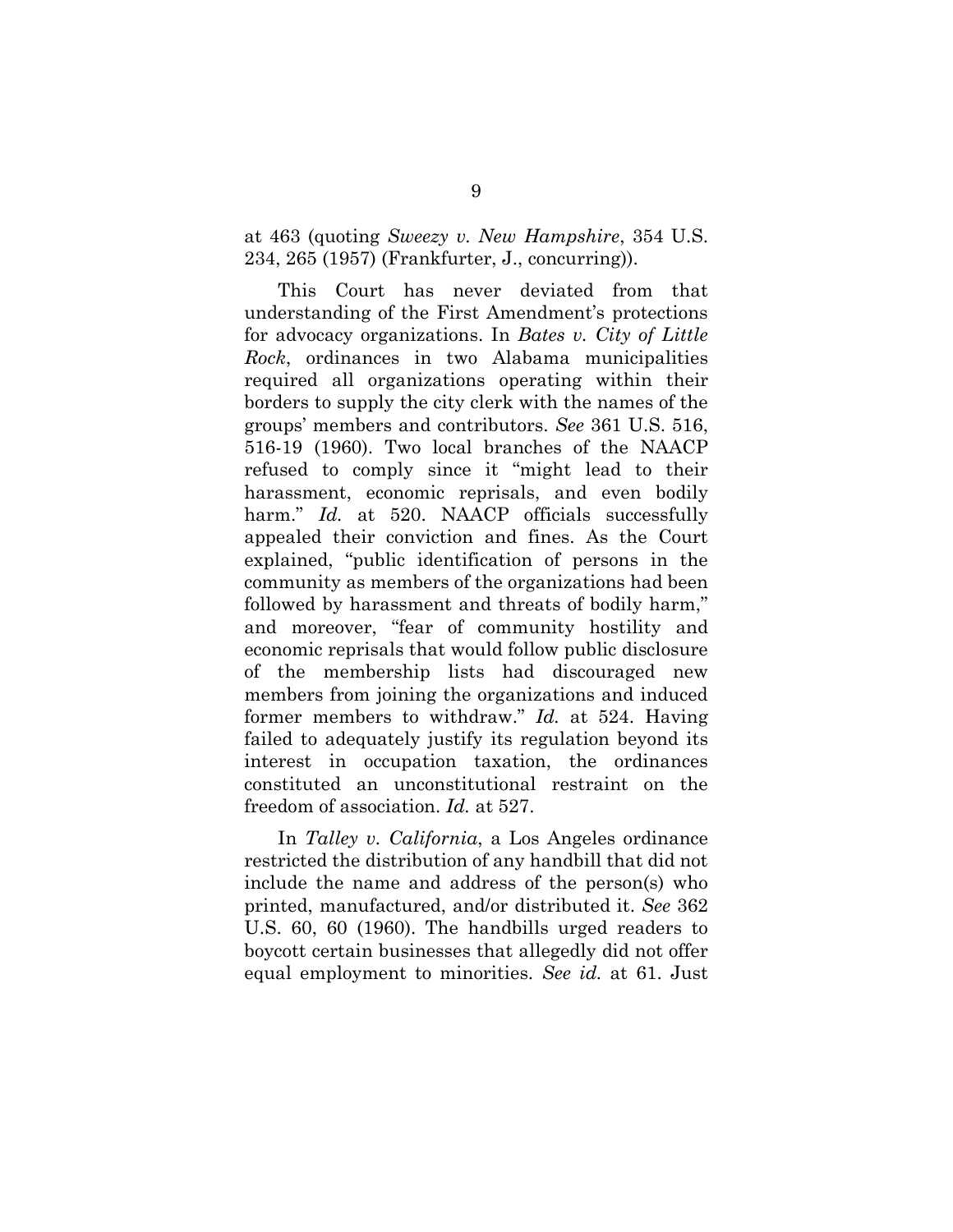at 463 (quoting *Sweezy v. New Hampshire*, 354 U.S. 234, 265 (1957) (Frankfurter, J., concurring)).

This Court has never deviated from that understanding of the First Amendment's protections for advocacy organizations. In *Bates v. City of Little Rock*, ordinances in two Alabama municipalities required all organizations operating within their borders to supply the city clerk with the names of the groups' members and contributors. *See* 361 U.S. 516, 516-19 (1960). Two local branches of the NAACP refused to comply since it "might lead to their harassment, economic reprisals, and even bodily harm." *Id.* at 520. NAACP officials successfully appealed their conviction and fines. As the Court explained, "public identification of persons in the community as members of the organizations had been followed by harassment and threats of bodily harm," and moreover, "fear of community hostility and economic reprisals that would follow public disclosure of the membership lists had discouraged new members from joining the organizations and induced former members to withdraw." *Id.* at 524. Having failed to adequately justify its regulation beyond its interest in occupation taxation, the ordinances constituted an unconstitutional restraint on the freedom of association. *Id.* at 527.

In *Talley v. California*, a Los Angeles ordinance restricted the distribution of any handbill that did not include the name and address of the person(s) who printed, manufactured, and/or distributed it. *See* 362 U.S. 60, 60 (1960). The handbills urged readers to boycott certain businesses that allegedly did not offer equal employment to minorities. *See id.* at 61. Just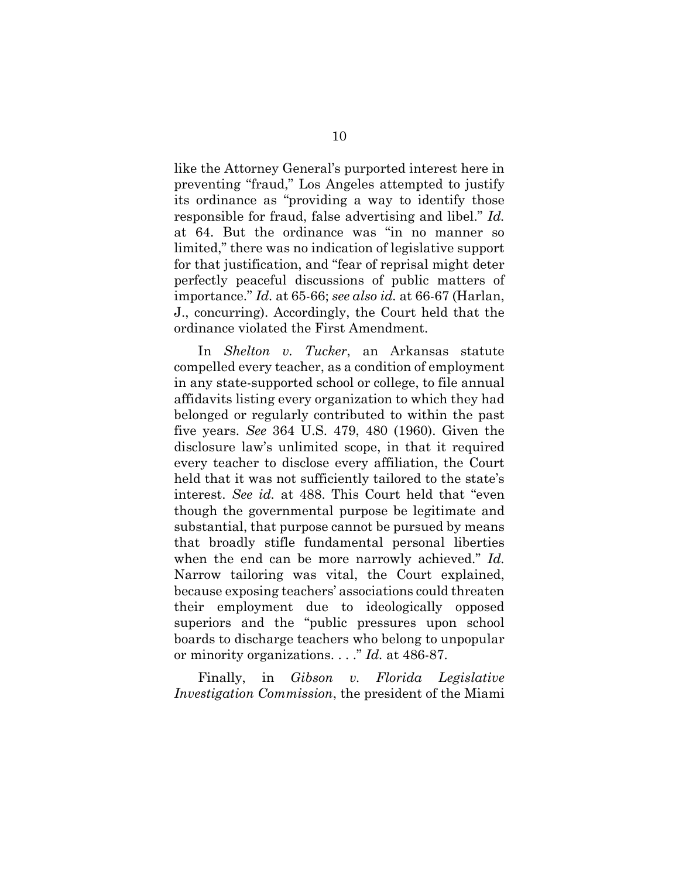like the Attorney General's purported interest here in preventing "fraud," Los Angeles attempted to justify its ordinance as "providing a way to identify those responsible for fraud, false advertising and libel." *Id.* at 64. But the ordinance was "in no manner so limited," there was no indication of legislative support for that justification, and "fear of reprisal might deter perfectly peaceful discussions of public matters of importance." *Id.* at 65-66; *see also id.* at 66-67 (Harlan, J., concurring). Accordingly, the Court held that the ordinance violated the First Amendment.

In *Shelton v. Tucker*, an Arkansas statute compelled every teacher, as a condition of employment in any state-supported school or college, to file annual affidavits listing every organization to which they had belonged or regularly contributed to within the past five years. *See* 364 U.S. 479, 480 (1960). Given the disclosure law's unlimited scope, in that it required every teacher to disclose every affiliation, the Court held that it was not sufficiently tailored to the state's interest. *See id.* at 488. This Court held that "even though the governmental purpose be legitimate and substantial, that purpose cannot be pursued by means that broadly stifle fundamental personal liberties when the end can be more narrowly achieved." *Id.* Narrow tailoring was vital, the Court explained, because exposing teachers' associations could threaten their employment due to ideologically opposed superiors and the "public pressures upon school boards to discharge teachers who belong to unpopular or minority organizations. . . ." *Id.* at 486-87.

Finally, in *Gibson v. Florida Legislative Investigation Commission*, the president of the Miami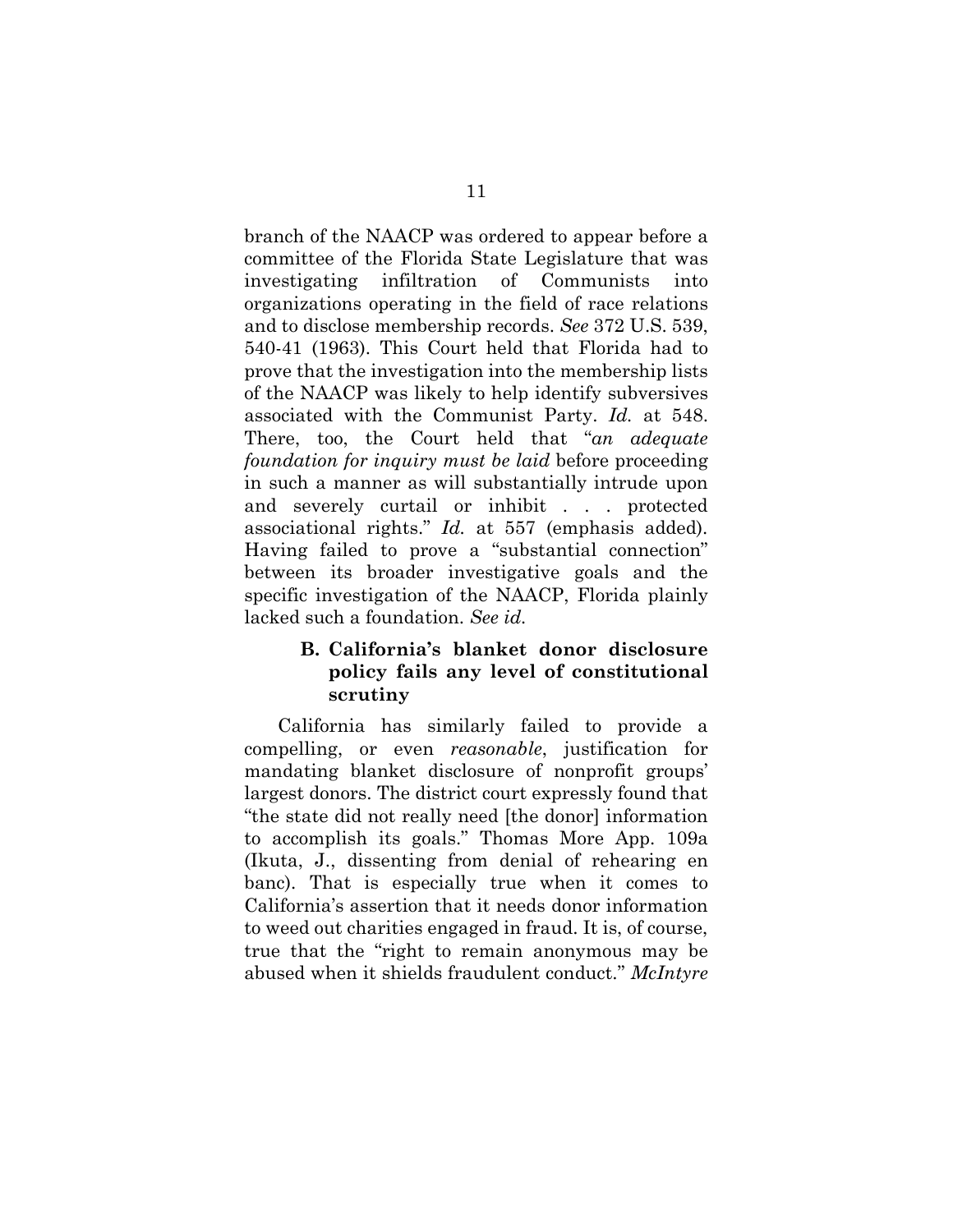branch of the NAACP was ordered to appear before a committee of the Florida State Legislature that was investigating infiltration of Communists into organizations operating in the field of race relations and to disclose membership records. *See* 372 U.S. 539, 540-41 (1963). This Court held that Florida had to prove that the investigation into the membership lists of the NAACP was likely to help identify subversives associated with the Communist Party. *Id.* at 548. There, too, the Court held that "*an adequate foundation for inquiry must be laid* before proceeding in such a manner as will substantially intrude upon and severely curtail or inhibit . . . protected associational rights." *Id.* at 557 (emphasis added). Having failed to prove a "substantial connection" between its broader investigative goals and the specific investigation of the NAACP, Florida plainly lacked such a foundation. *See id.*

### B. California's blanket donor disclosure policy fails any level of constitutional scrutiny

California has similarly failed to provide a compelling, or even *reasonable*, justification for mandating blanket disclosure of nonprofit groups' largest donors. The district court expressly found that "the state did not really need [the donor] information to accomplish its goals." Thomas More App. 109a (Ikuta, J., dissenting from denial of rehearing en banc). That is especially true when it comes to California's assertion that it needs donor information to weed out charities engaged in fraud. It is, of course, true that the "right to remain anonymous may be abused when it shields fraudulent conduct." *McIntyre*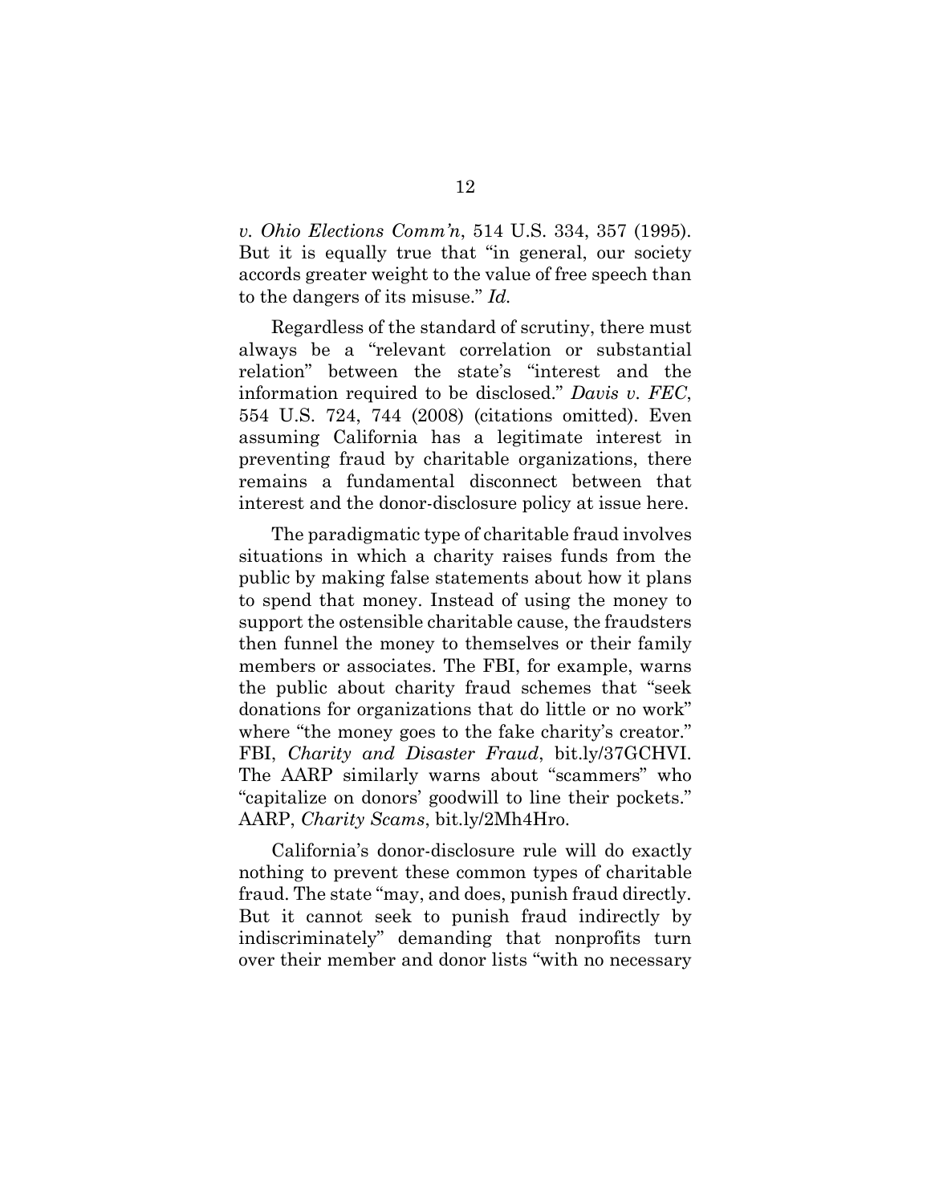*v. Ohio Elections Comm'n*, 514 U.S. 334, 357 (1995). But it is equally true that "in general, our society accords greater weight to the value of free speech than to the dangers of its misuse." *Id.*

Regardless of the standard of scrutiny, there must always be a "relevant correlation or substantial relation" between the state's "interest and the information required to be disclosed." *Davis v. FEC*, 554 U.S. 724, 744 (2008) (citations omitted). Even assuming California has a legitimate interest in preventing fraud by charitable organizations, there remains a fundamental disconnect between that interest and the donor-disclosure policy at issue here.

The paradigmatic type of charitable fraud involves situations in which a charity raises funds from the public by making false statements about how it plans to spend that money. Instead of using the money to support the ostensible charitable cause, the fraudsters then funnel the money to themselves or their family members or associates. The FBI, for example, warns the public about charity fraud schemes that "seek donations for organizations that do little or no work" where "the money goes to the fake charity's creator." FBI, *Charity and Disaster Fraud*, bit.ly/37GCHVI. The AARP similarly warns about "scammers" who "capitalize on donors' goodwill to line their pockets." AARP, *Charity Scams*, bit.ly/2Mh4Hro.

California's donor-disclosure rule will do exactly nothing to prevent these common types of charitable fraud. The state "may, and does, punish fraud directly. But it cannot seek to punish fraud indirectly by indiscriminately" demanding that nonprofits turn over their member and donor lists "with no necessary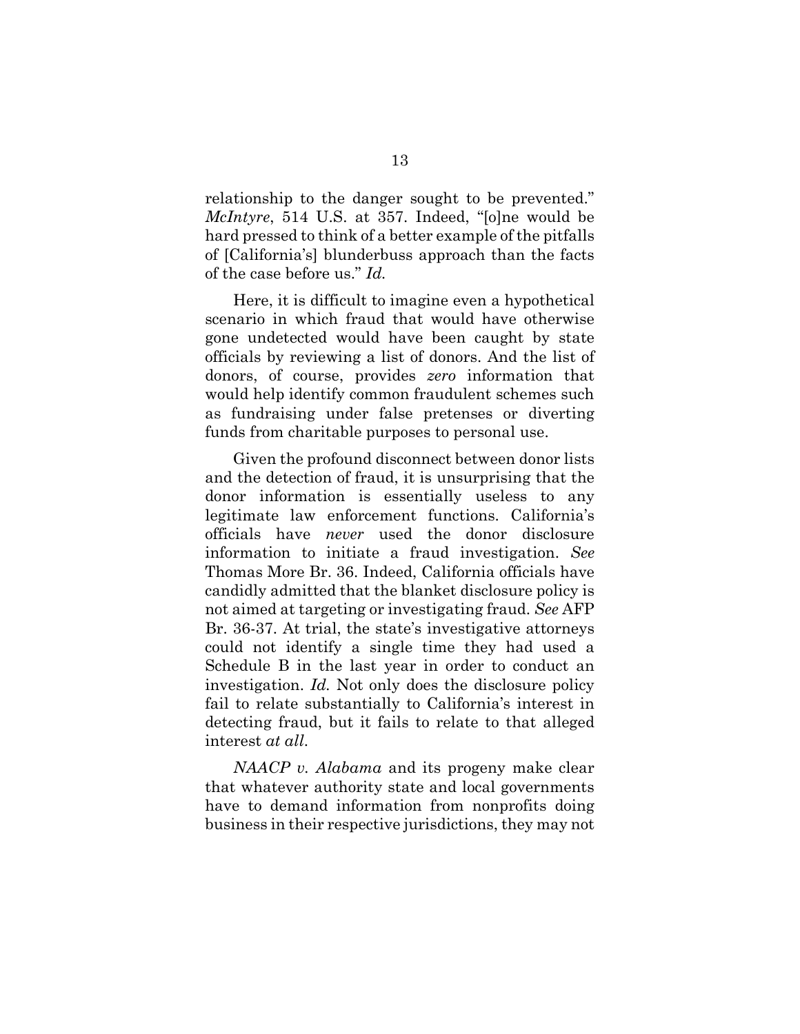relationship to the danger sought to be prevented." *McIntyre*, 514 U.S. at 357. Indeed, "[o]ne would be hard pressed to think of a better example of the pitfalls of [California's] blunderbuss approach than the facts of the case before us." *Id.*

Here, it is difficult to imagine even a hypothetical scenario in which fraud that would have otherwise gone undetected would have been caught by state officials by reviewing a list of donors. And the list of donors, of course, provides *zero* information that would help identify common fraudulent schemes such as fundraising under false pretenses or diverting funds from charitable purposes to personal use.

Given the profound disconnect between donor lists and the detection of fraud, it is unsurprising that the donor information is essentially useless to any legitimate law enforcement functions. California's officials have *never* used the donor disclosure information to initiate a fraud investigation. *See* Thomas More Br. 36. Indeed, California officials have candidly admitted that the blanket disclosure policy is not aimed at targeting or investigating fraud. *See* AFP Br. 36-37. At trial, the state's investigative attorneys could not identify a single time they had used a Schedule B in the last year in order to conduct an investigation. *Id.* Not only does the disclosure policy fail to relate substantially to California's interest in detecting fraud, but it fails to relate to that alleged interest *at all*.

*NAACP v. Alabama* and its progeny make clear that whatever authority state and local governments have to demand information from nonprofits doing business in their respective jurisdictions, they may not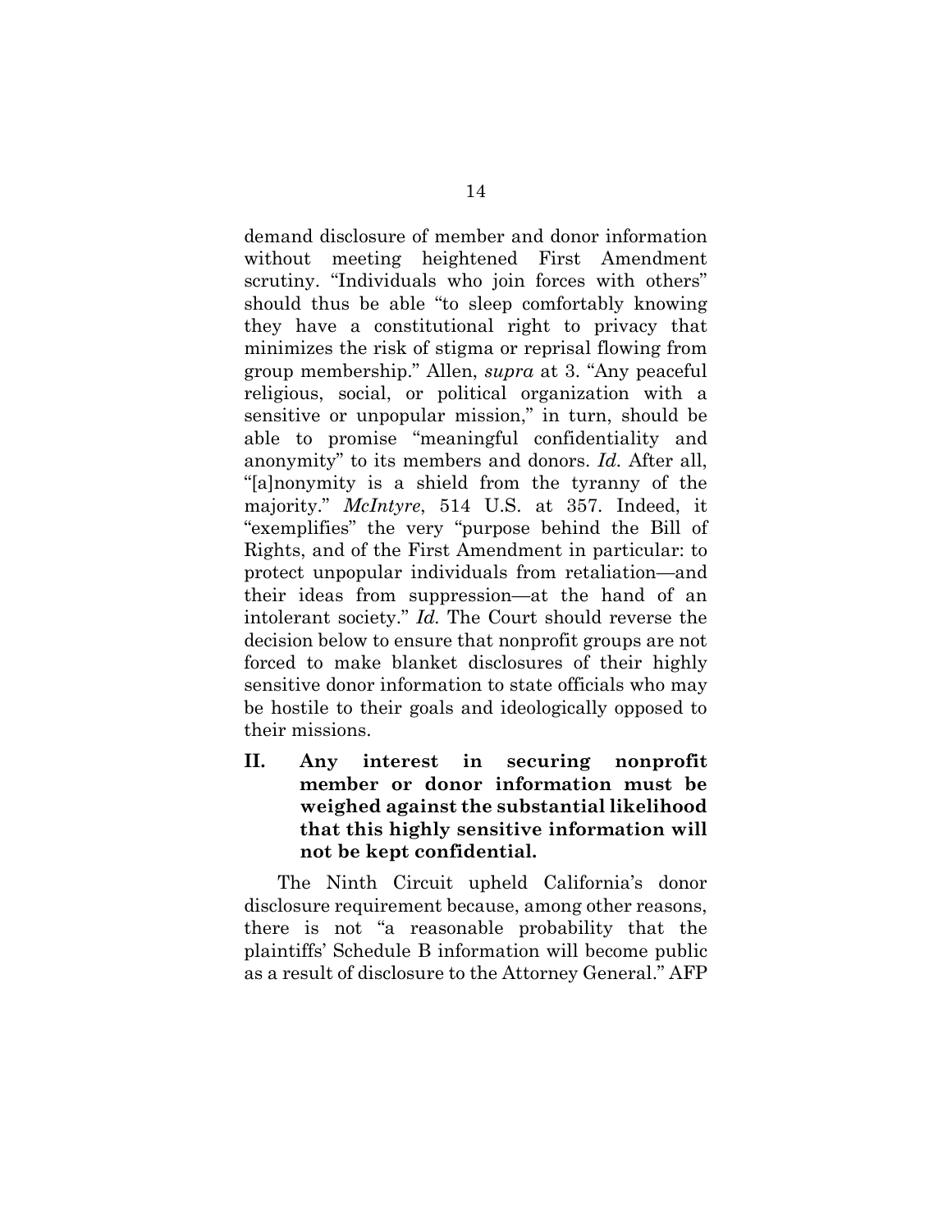demand disclosure of member and donor information without meeting heightened First Amendment scrutiny. "Individuals who join forces with others" should thus be able "to sleep comfortably knowing they have a constitutional right to privacy that minimizes the risk of stigma or reprisal flowing from group membership." Allen, *supra* at 3. "Any peaceful religious, social, or political organization with a sensitive or unpopular mission," in turn, should be able to promise "meaningful confidentiality and anonymity" to its members and donors. *Id.* After all, "[a]nonymity is a shield from the tyranny of the majority." *McIntyre*, 514 U.S. at 357. Indeed, it "exemplifies" the very "purpose behind the Bill of Rights, and of the First Amendment in particular: to protect unpopular individuals from retaliation—and their ideas from suppression—at the hand of an intolerant society." *Id.* The Court should reverse the decision below to ensure that nonprofit groups are not forced to make blanket disclosures of their highly sensitive donor information to state officials who may be hostile to their goals and ideologically opposed to their missions.

## II. Any interest in securing nonprofit member or donor information must be weighed against the substantial likelihood that this highly sensitive information will not be kept confidential.

The Ninth Circuit upheld California's donor disclosure requirement because, among other reasons, there is not "a reasonable probability that the plaintiffs' Schedule B information will become public as a result of disclosure to the Attorney General." AFP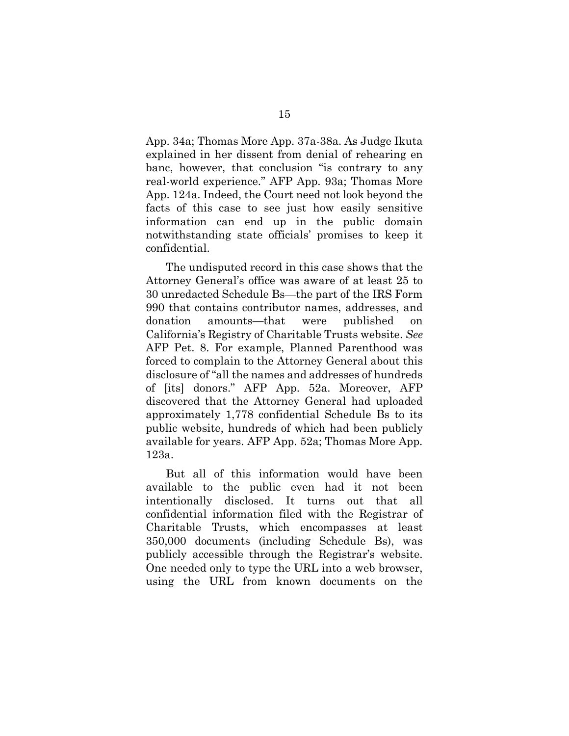App. 34a; Thomas More App. 37a-38a. As Judge Ikuta explained in her dissent from denial of rehearing en banc, however, that conclusion "is contrary to any real-world experience." AFP App. 93a; Thomas More App. 124a. Indeed, the Court need not look beyond the facts of this case to see just how easily sensitive information can end up in the public domain notwithstanding state officials' promises to keep it confidential.

The undisputed record in this case shows that the Attorney General's office was aware of at least 25 to 30 unredacted Schedule Bs—the part of the IRS Form 990 that contains contributor names, addresses, and donation amounts—that were published on California's Registry of Charitable Trusts website. *See* AFP Pet. 8. For example, Planned Parenthood was forced to complain to the Attorney General about this disclosure of "all the names and addresses of hundreds of [its] donors." AFP App. 52a. Moreover, AFP discovered that the Attorney General had uploaded approximately 1,778 confidential Schedule Bs to its public website, hundreds of which had been publicly available for years. AFP App. 52a; Thomas More App. 123a.

But all of this information would have been available to the public even had it not been intentionally disclosed. It turns out that all confidential information filed with the Registrar of Charitable Trusts, which encompasses at least 350,000 documents (including Schedule Bs), was publicly accessible through the Registrar's website. One needed only to type the URL into a web browser, using the URL from known documents on the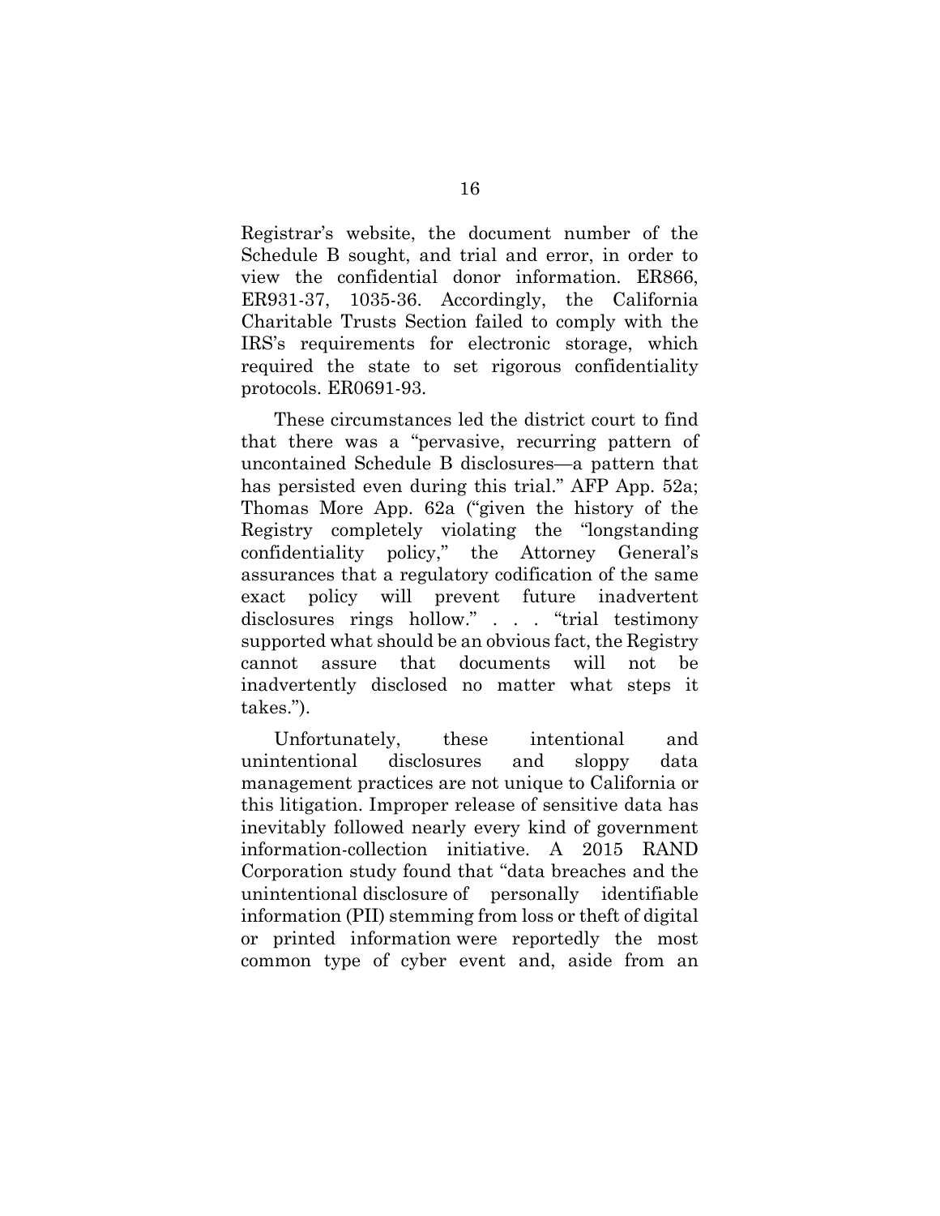Registrar's website, the document number of the Schedule B sought, and trial and error, in order to view the confidential donor information. ER866, ER931-37, 1035-36. Accordingly, the California Charitable Trusts Section failed to comply with the IRS's requirements for electronic storage, which required the state to set rigorous confidentiality protocols. ER0691-93.

These circumstances led the district court to find that there was a "pervasive, recurring pattern of uncontained Schedule B disclosures—a pattern that has persisted even during this trial." AFP App. 52a; Thomas More App. 62a ("given the history of the Registry completely violating the "longstanding confidentiality policy," the Attorney General's assurances that a regulatory codification of the same exact policy will prevent future inadvertent disclosures rings hollow." . . . "trial testimony supported what should be an obvious fact, the Registry cannot assure that documents will not be inadvertently disclosed no matter what steps it takes.").

Unfortunately, these intentional and unintentional disclosures and sloppy data management practices are not unique to California or this litigation. Improper release of sensitive data has inevitably followed nearly every kind of government information-collection initiative. A 2015 RAND Corporation study found that "data breaches and the unintentional disclosure of personally identifiable information (PII) stemming from loss or theft of digital or printed information were reportedly the most common type of cyber event and, aside from an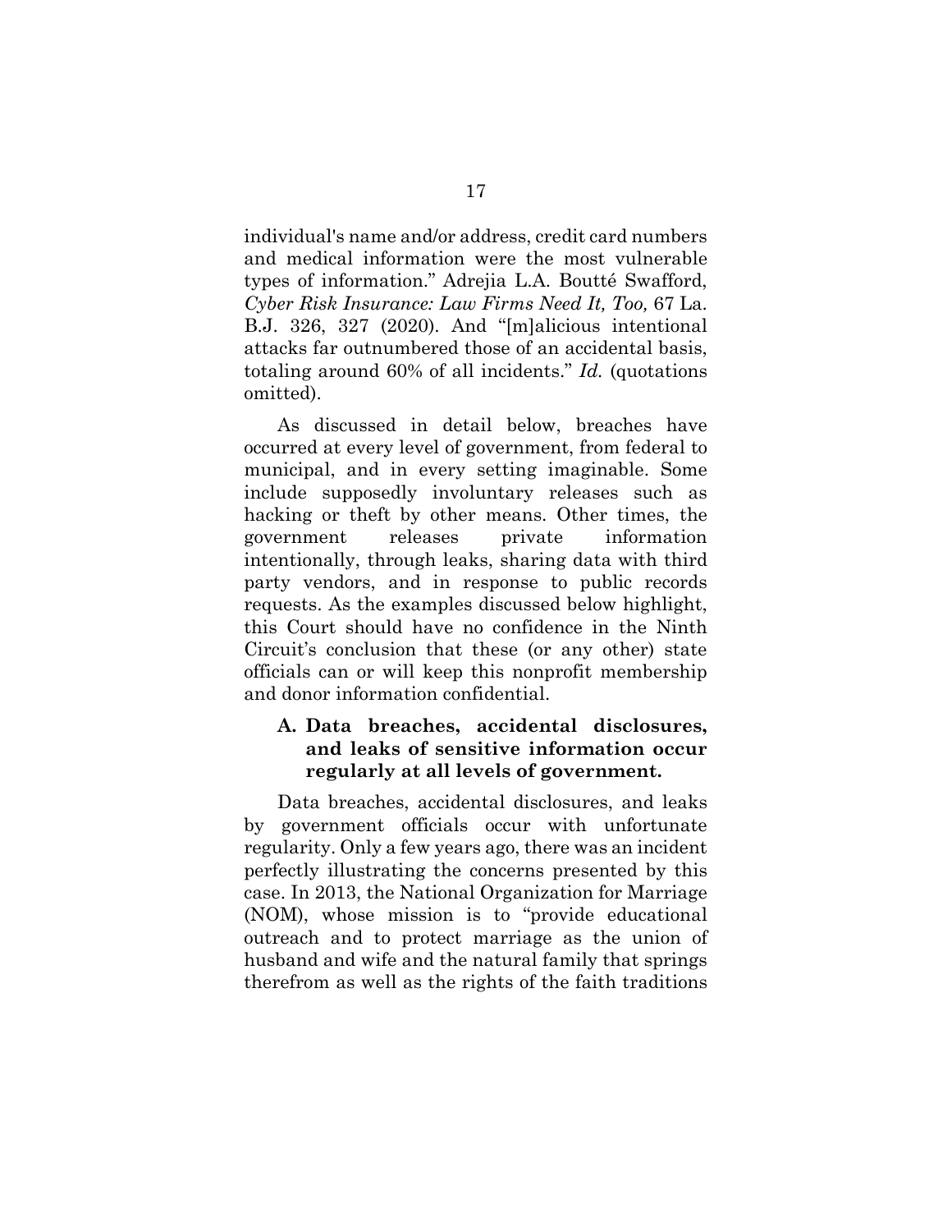individual's name and/or address, credit card numbers and medical information were the most vulnerable types of information." Adrejia L.A. Boutté Swafford, *Cyber Risk Insurance: Law Firms Need It, Too,* 67 La. B.J. 326, 327 (2020). And "[m]alicious intentional attacks far outnumbered those of an accidental basis, totaling around 60% of all incidents." *Id.* (quotations omitted).

As discussed in detail below, breaches have occurred at every level of government, from federal to municipal, and in every setting imaginable. Some include supposedly involuntary releases such as hacking or theft by other means. Other times, the government releases private information intentionally, through leaks, sharing data with third party vendors, and in response to public records requests. As the examples discussed below highlight, this Court should have no confidence in the Ninth Circuit's conclusion that these (or any other) state officials can or will keep this nonprofit membership and donor information confidential.

### A. Data breaches, accidental disclosures, and leaks of sensitive information occur regularly at all levels of government.

Data breaches, accidental disclosures, and leaks by government officials occur with unfortunate regularity. Only a few years ago, there was an incident perfectly illustrating the concerns presented by this case. In 2013, the National Organization for Marriage (NOM), whose mission is to "provide educational outreach and to protect marriage as the union of husband and wife and the natural family that springs therefrom as well as the rights of the faith traditions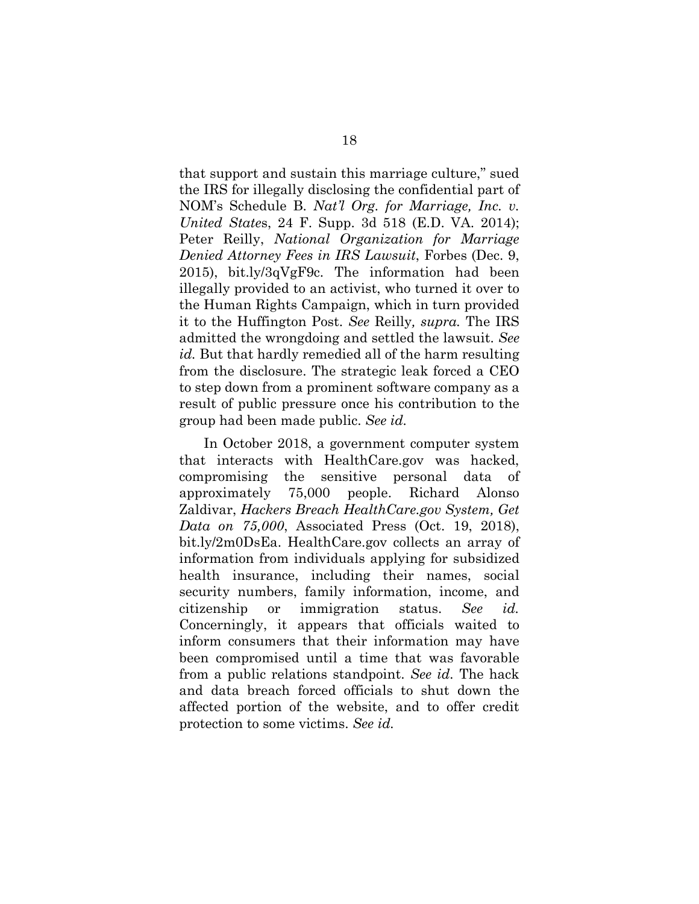that support and sustain this marriage culture," sued the IRS for illegally disclosing the confidential part of NOM's Schedule B. *Nat'l Org. for Marriage, Inc. v. United State*s, 24 F. Supp. 3d 518 (E.D. VA. 2014); Peter Reilly, *National Organization for Marriage Denied Attorney Fees in IRS Lawsuit*, Forbes (Dec. 9, 2015), bit.ly/3qVgF9c. The information had been illegally provided to an activist, who turned it over to the Human Rights Campaign, which in turn provided it to the Huffington Post. *See* Reilly*, supra.* The IRS admitted the wrongdoing and settled the lawsuit. *See id.* But that hardly remedied all of the harm resulting from the disclosure. The strategic leak forced a CEO to step down from a prominent software company as a result of public pressure once his contribution to the group had been made public. *See id.*

In October 2018, a government computer system that interacts with HealthCare.gov was hacked, compromising the sensitive personal data of approximately 75,000 people. Richard Alonso Zaldivar, *Hackers Breach HealthCare.gov System, Get Data on 75,000*, Associated Press (Oct. 19, 2018), bit.ly/2m0DsEa. HealthCare.gov collects an array of information from individuals applying for subsidized health insurance, including their names, social security numbers, family information, income, and citizenship or immigration status. *See id.* Concerningly, it appears that officials waited to inform consumers that their information may have been compromised until a time that was favorable from a public relations standpoint. *See id.* The hack and data breach forced officials to shut down the affected portion of the website, and to offer credit protection to some victims. *See id.*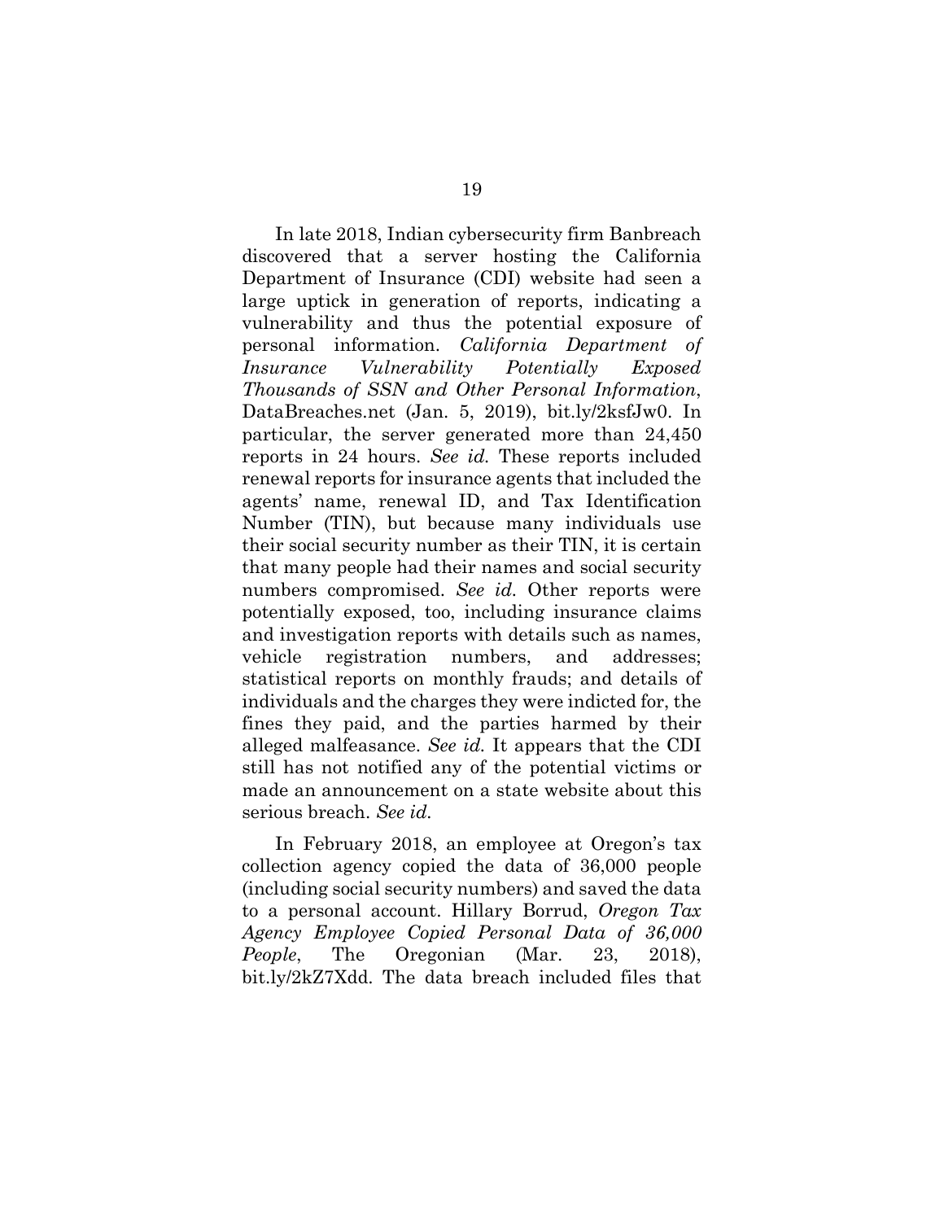In late 2018, Indian cybersecurity firm Banbreach discovered that a server hosting the California Department of Insurance (CDI) website had seen a large uptick in generation of reports, indicating a vulnerability and thus the potential exposure of personal information. *California Department of Insurance Vulnerability Potentially Exposed Thousands of SSN and Other Personal Information*, DataBreaches.net (Jan. 5, 2019), bit.ly/2ksfJw0. In particular, the server generated more than 24,450 reports in 24 hours. *See id.* These reports included renewal reports for insurance agents that included the agents' name, renewal ID, and Tax Identification Number (TIN), but because many individuals use their social security number as their TIN, it is certain that many people had their names and social security numbers compromised. *See id.* Other reports were potentially exposed, too, including insurance claims and investigation reports with details such as names, vehicle registration numbers, and addresses; statistical reports on monthly frauds; and details of individuals and the charges they were indicted for, the fines they paid, and the parties harmed by their alleged malfeasance. *See id.* It appears that the CDI still has not notified any of the potential victims or made an announcement on a state website about this serious breach. *See id.*

In February 2018, an employee at Oregon's tax collection agency copied the data of 36,000 people (including social security numbers) and saved the data to a personal account. Hillary Borrud, *Oregon Tax Agency Employee Copied Personal Data of 36,000 People*, The Oregonian (Mar. 23, 2018), bit.ly/2kZ7Xdd. The data breach included files that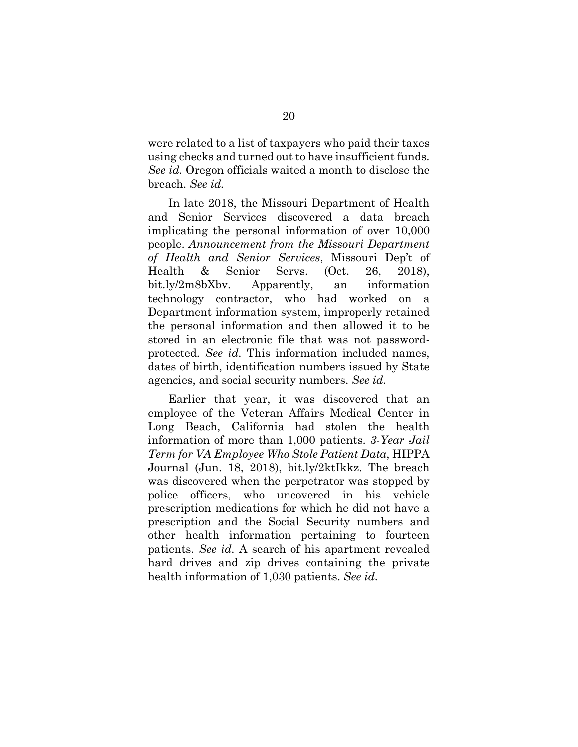were related to a list of taxpayers who paid their taxes using checks and turned out to have insufficient funds. *See id.* Oregon officials waited a month to disclose the breach. *See id.*

In late 2018, the Missouri Department of Health and Senior Services discovered a data breach implicating the personal information of over 10,000 people. *Announcement from the Missouri Department of Health and Senior Services*, Missouri Dep't of Health & Senior Servs. (Oct. 26, 2018), bit.ly/2m8bXbv. Apparently, an information technology contractor, who had worked on a Department information system, improperly retained the personal information and then allowed it to be stored in an electronic file that was not password-protected. *See id.* This information included names, dates of birth, identification numbers issued by State agencies, and social security numbers. *See id.*

Earlier that year, it was discovered that an employee of the Veteran Affairs Medical Center in Long Beach, California had stolen the health information of more than 1,000 patients. *3-Year Jail Term for VA Employee Who Stole Patient Data*, HIPPA Journal (Jun. 18, 2018), bit.ly/2ktIkkz. The breach was discovered when the perpetrator was stopped by police officers, who uncovered in his vehicle prescription medications for which he did not have a prescription and the Social Security numbers and other health information pertaining to fourteen patients. *See id.* A search of his apartment revealed hard drives and zip drives containing the private health information of 1,030 patients. *See id.*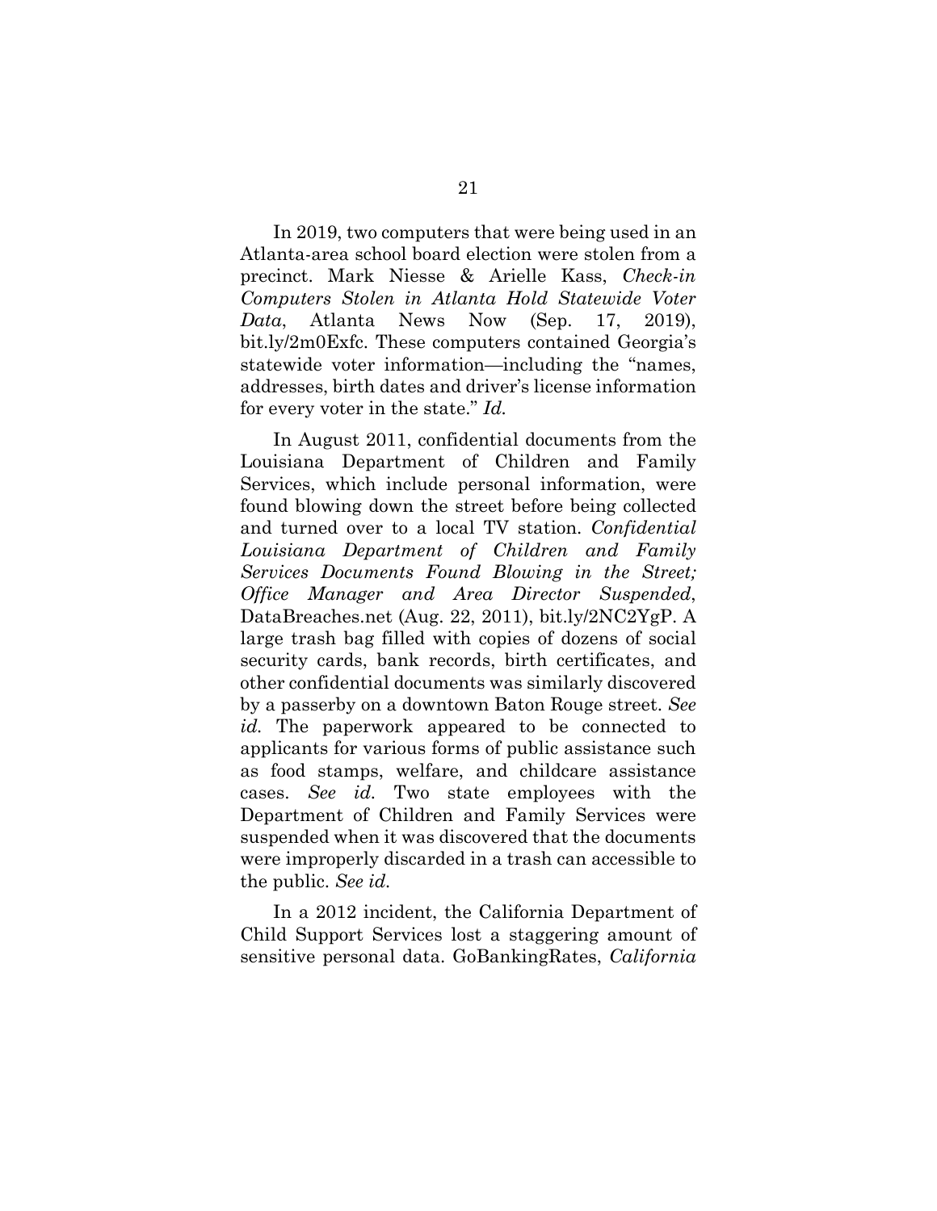In 2019, two computers that were being used in an Atlanta-area school board election were stolen from a precinct. Mark Niesse & Arielle Kass, *Check-in Computers Stolen in Atlanta Hold Statewide Voter Data*, Atlanta News Now (Sep. 17, 2019), bit.ly/2m0Exfc. These computers contained Georgia's statewide voter information—including the "names, addresses, birth dates and driver's license information for every voter in the state." *Id.*

In August 2011, confidential documents from the Louisiana Department of Children and Family Services, which include personal information, were found blowing down the street before being collected and turned over to a local TV station. *Confidential Louisiana Department of Children and Family Services Documents Found Blowing in the Street; Office Manager and Area Director Suspended*, DataBreaches.net (Aug. 22, 2011), bit.ly/2NC2YgP. A large trash bag filled with copies of dozens of social security cards, bank records, birth certificates, and other confidential documents was similarly discovered by a passerby on a downtown Baton Rouge street. *See id.* The paperwork appeared to be connected to applicants for various forms of public assistance such as food stamps, welfare, and childcare assistance cases. *See id.* Two state employees with the Department of Children and Family Services were suspended when it was discovered that the documents were improperly discarded in a trash can accessible to the public. *See id.*

In a 2012 incident, the California Department of Child Support Services lost a staggering amount of sensitive personal data. GoBankingRates, *California*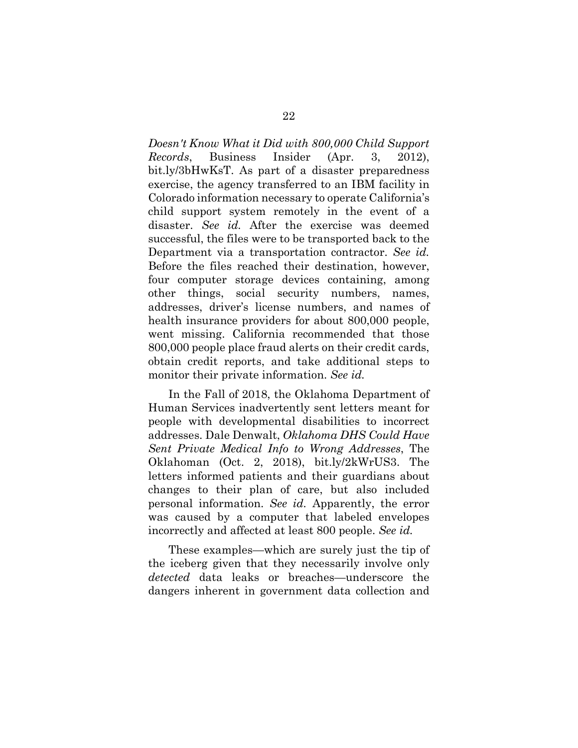*Doesn't Know What it Did with 800,000 Child Support Records*, Business Insider (Apr. 3, 2012), bit.ly/3bHwKsT. As part of a disaster preparedness exercise, the agency transferred to an IBM facility in Colorado information necessary to operate California's child support system remotely in the event of a disaster. *See id.* After the exercise was deemed successful, the files were to be transported back to the Department via a transportation contractor. *See id.* Before the files reached their destination, however, four computer storage devices containing, among other things, social security numbers, names, addresses, driver's license numbers, and names of health insurance providers for about 800,000 people, went missing. California recommended that those 800,000 people place fraud alerts on their credit cards, obtain credit reports, and take additional steps to monitor their private information. *See id.*

In the Fall of 2018, the Oklahoma Department of Human Services inadvertently sent letters meant for people with developmental disabilities to incorrect addresses. Dale Denwalt, *Oklahoma DHS Could Have Sent Private Medical Info to Wrong Addresses*, The Oklahoman (Oct. 2, 2018), bit.ly/2kWrUS3. The letters informed patients and their guardians about changes to their plan of care, but also included personal information. *See id.* Apparently, the error was caused by a computer that labeled envelopes incorrectly and affected at least 800 people. *See id.*

These examples—which are surely just the tip of the iceberg given that they necessarily involve only *detected* data leaks or breaches—underscore the dangers inherent in government data collection and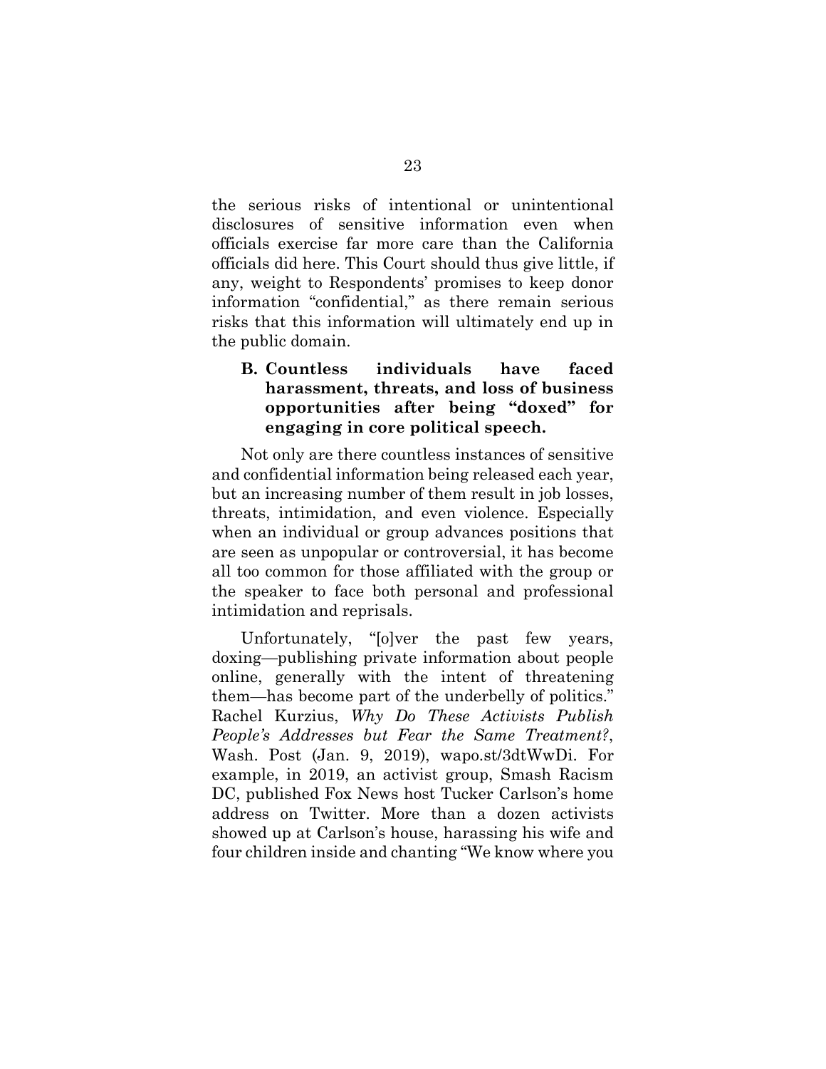the serious risks of intentional or unintentional disclosures of sensitive information even when officials exercise far more care than the California officials did here. This Court should thus give little, if any, weight to Respondents' promises to keep donor information "confidential," as there remain serious risks that this information will ultimately end up in the public domain.

### B. Countless individuals have faced harassment, threats, and loss of business opportunities after being "doxed" for engaging in core political speech.

Not only are there countless instances of sensitive and confidential information being released each year, but an increasing number of them result in job losses, threats, intimidation, and even violence. Especially when an individual or group advances positions that are seen as unpopular or controversial, it has become all too common for those affiliated with the group or the speaker to face both personal and professional intimidation and reprisals.

Unfortunately, "[o]ver the past few years, doxing—publishing private information about people online, generally with the intent of threatening them—has become part of the underbelly of politics." Rachel Kurzius, *Why Do These Activists Publish People's Addresses but Fear the Same Treatment?*, Wash. Post (Jan. 9, 2019), wapo.st/3dtWwDi. For example, in 2019, an activist group, Smash Racism DC, published Fox News host Tucker Carlson's home address on Twitter. More than a dozen activists showed up at Carlson's house, harassing his wife and four children inside and chanting "We know where you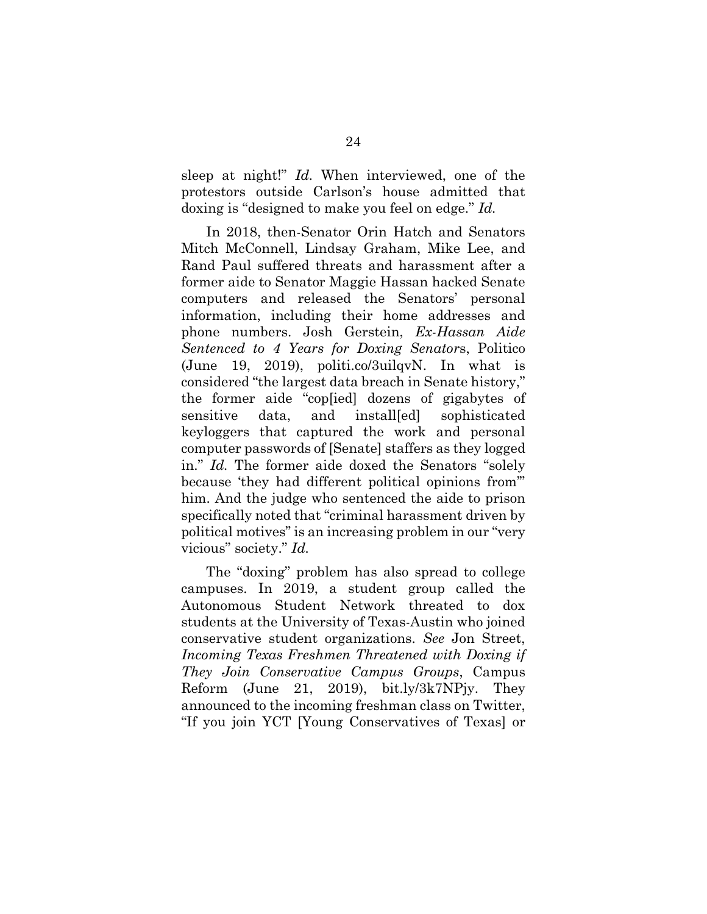sleep at night!" *Id.* When interviewed, one of the protestors outside Carlson's house admitted that doxing is "designed to make you feel on edge." *Id.*

In 2018, then-Senator Orin Hatch and Senators Mitch McConnell, Lindsay Graham, Mike Lee, and Rand Paul suffered threats and harassment after a former aide to Senator Maggie Hassan hacked Senate computers and released the Senators' personal information, including their home addresses and phone numbers. Josh Gerstein, *Ex-Hassan Aide Sentenced to 4 Years for Doxing Senators*, Politico (June 19, 2019), politi.co/3uilqvN. In what is considered "the largest data breach in Senate history," the former aide "cop[ied] dozens of gigabytes of sensitive data, and install[ed] sophisticated keyloggers that captured the work and personal computer passwords of [Senate] staffers as they logged in." *Id.* The former aide doxed the Senators "solely because 'they had different political opinions from'" him. And the judge who sentenced the aide to prison specifically noted that "criminal harassment driven by political motives" is an increasing problem in our "very vicious" society." *Id.*

The "doxing" problem has also spread to college campuses. In 2019, a student group called the Autonomous Student Network threated to dox students at the University of Texas-Austin who joined conservative student organizations. *See* Jon Street, *Incoming Texas Freshmen Threatened with Doxing if They Join Conservative Campus Groups*, Campus Reform (June 21, 2019), bit.ly/3k7NPjy. They announced to the incoming freshman class on Twitter, "If you join YCT [Young Conservatives of Texas] or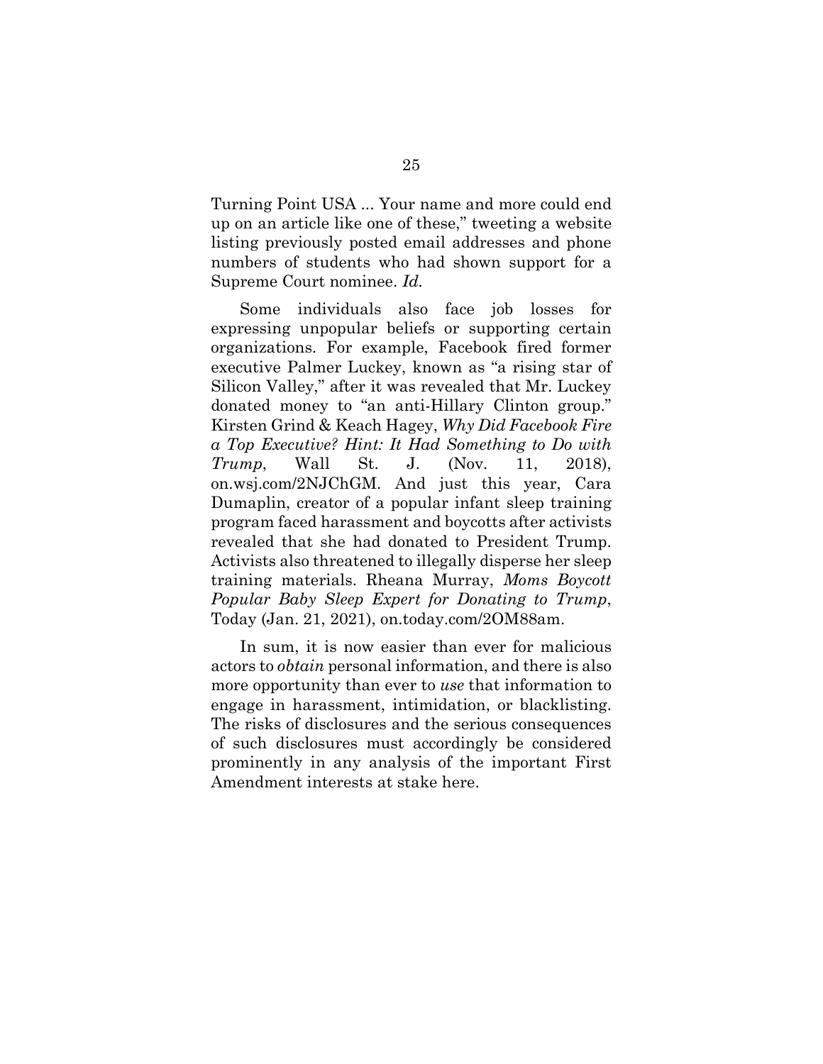Turning Point USA ... Your name and more could end up on an article like one of these," tweeting a website listing previously posted email addresses and phone numbers of students who had shown support for a Supreme Court nominee. *Id.*

Some individuals also face job losses for expressing unpopular beliefs or supporting certain organizations. For example, Facebook fired former executive Palmer Luckey, known as "a rising star of Silicon Valley," after it was revealed that Mr. Luckey donated money to "an anti-Hillary Clinton group." Kirsten Grind & Keach Hagey, *Why Did Facebook Fire a Top Executive? Hint: It Had Something to Do with Trump*, Wall St. J. (Nov. 11, 2018), on.wsj.com/2NJChGM. And just this year, Cara Dumaplin, creator of a popular infant sleep training program faced harassment and boycotts after activists revealed that she had donated to President Trump. Activists also threatened to illegally disperse her sleep training materials. Rheana Murray, *Moms Boycott Popular Baby Sleep Expert for Donating to Trump*, Today (Jan. 21, 2021), on.today.com/2OM88am.

In sum, it is now easier than ever for malicious actors to *obtain* personal information, and there is also more opportunity than ever to *use* that information to engage in harassment, intimidation, or blacklisting. The risks of disclosures and the serious consequences of such disclosures must accordingly be considered prominently in any analysis of the important First Amendment interests at stake here.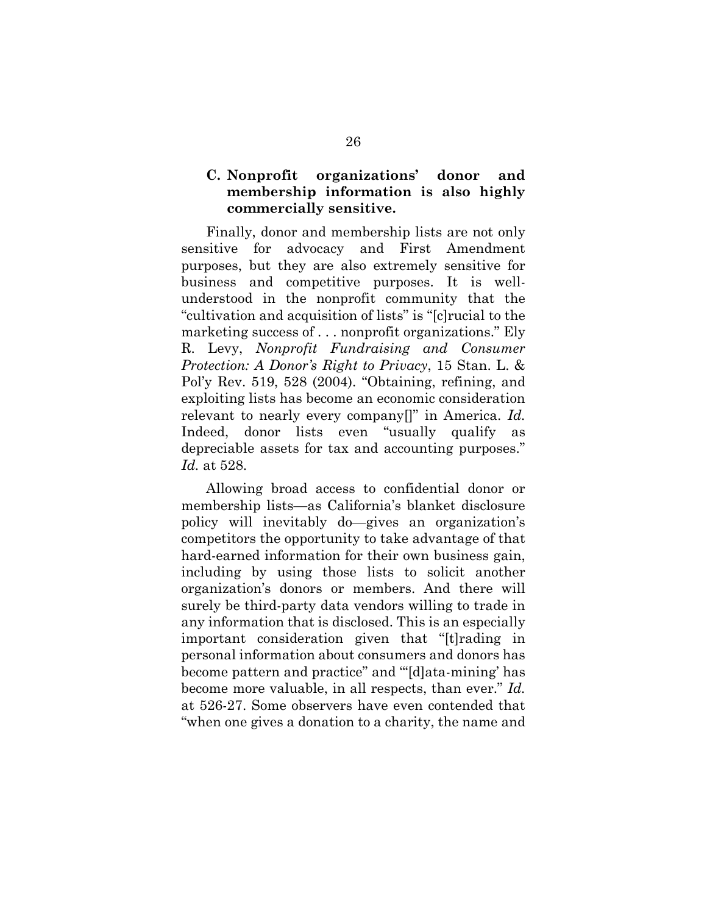### C. Nonprofit organizations' donor and membership information is also highly commercially sensitive.

Finally, donor and membership lists are not only sensitive for advocacy and First Amendment purposes, but they are also extremely sensitive for business and competitive purposes. It is well-understood in the nonprofit community that the "cultivation and acquisition of lists" is "[c]rucial to the marketing success of . . . nonprofit organizations." Ely R. Levy, *Nonprofit Fundraising and Consumer Protection: A Donor's Right to Privacy*, 15 Stan. L. & Pol'y Rev. 519, 528 (2004). "Obtaining, refining, and exploiting lists has become an economic consideration relevant to nearly every company[]" in America. *Id.* Indeed, donor lists even "usually qualify as depreciable assets for tax and accounting purposes." *Id.* at 528.

Allowing broad access to confidential donor or membership lists—as California's blanket disclosure policy will inevitably do—gives an organization's competitors the opportunity to take advantage of that hard-earned information for their own business gain, including by using those lists to solicit another organization's donors or members. And there will surely be third-party data vendors willing to trade in any information that is disclosed. This is an especially important consideration given that "[t]rading in personal information about consumers and donors has become pattern and practice" and "'[d]ata-mining' has become more valuable, in all respects, than ever." *Id.* at 526-27. Some observers have even contended that "when one gives a donation to a charity, the name and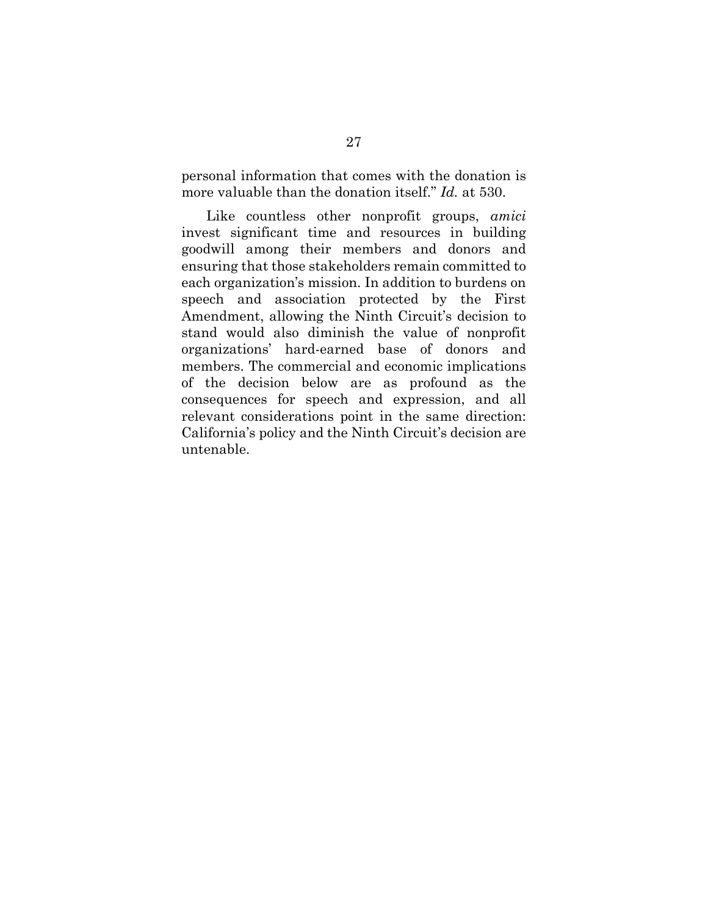personal information that comes with the donation is more valuable than the donation itself." *Id.* at 530.

Like countless other nonprofit groups, *amici* invest significant time and resources in building goodwill among their members and donors and ensuring that those stakeholders remain committed to each organization's mission. In addition to burdens on speech and association protected by the First Amendment, allowing the Ninth Circuit's decision to stand would also diminish the value of nonprofit organizations' hard-earned base of donors and members. The commercial and economic implications of the decision below are as profound as the consequences for speech and expression, and all relevant considerations point in the same direction: California's policy and the Ninth Circuit's decision are untenable.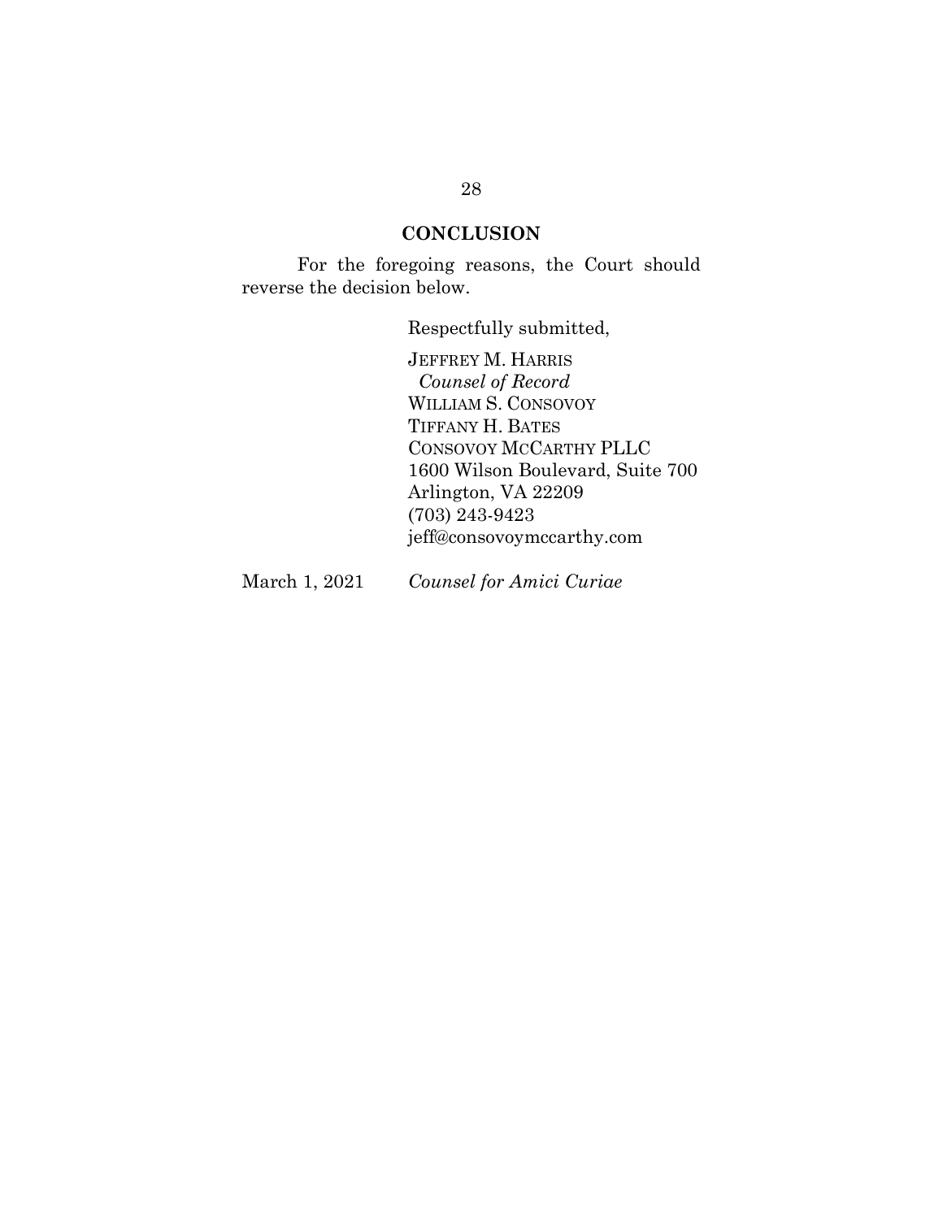## CONCLUSION

For the foregoing reasons, the Court should reverse the decision below.

Respectfully submitted,

JEFFREY M. HARRIS
*Counsel of Record*
WILLIAM S. CONSOVOY
TIFFANY H. BATES
CONSOVOY MCCARTHY PLLC
1600 Wilson Boulevard, Suite 700
Arlington, VA 22209
(703) 243-9423
jeff@consovoymccarthy.com

March 1, 2021 *Counsel for Amici Curiae*